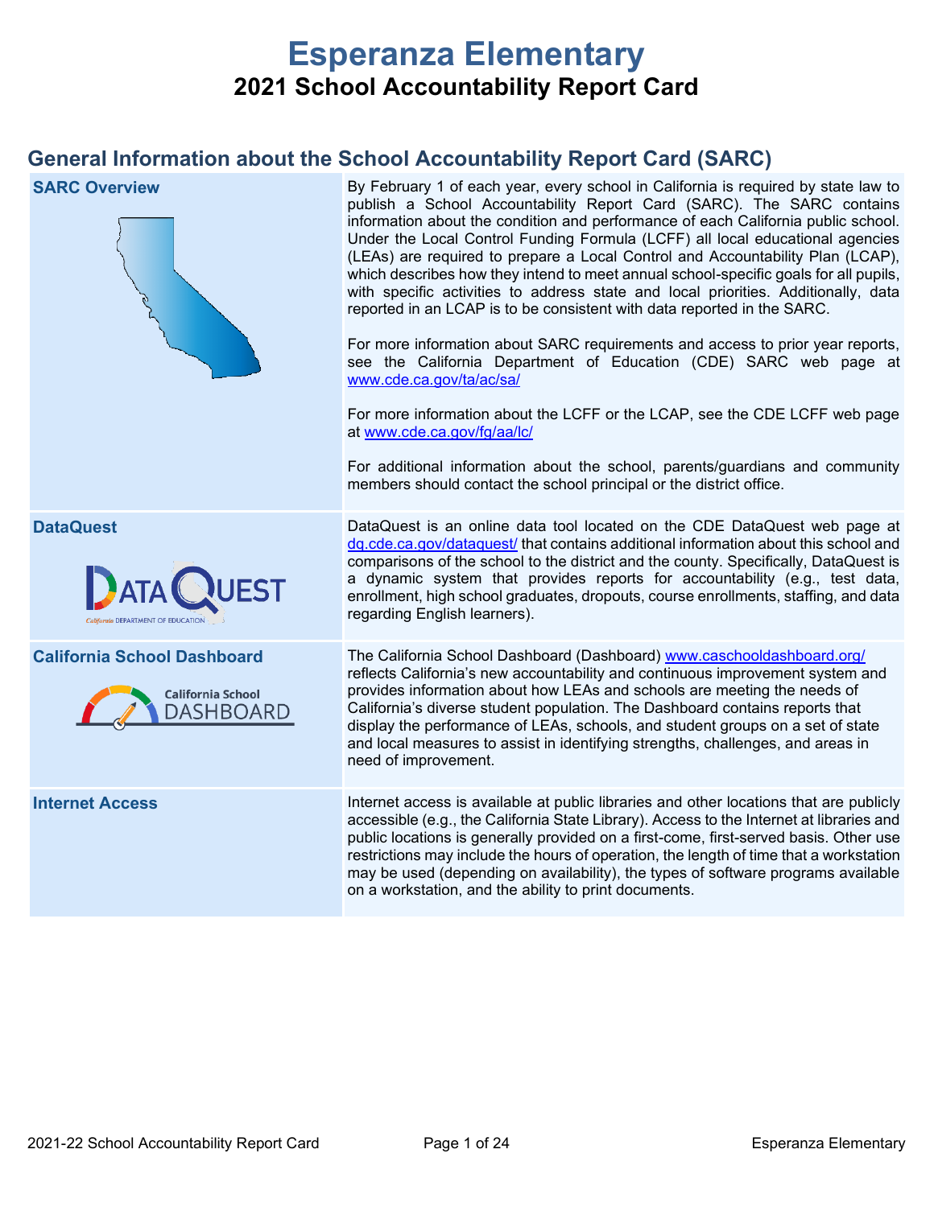# Esperanza Elementary

## 2021 School Accountability Report Card

## General Information about the School Accountability Report Card (SARC)

| | |
|---|---|
| **SARC Overview** | By February 1 of each year, every school in California is required by state law to publish a School Accountability Report Card (SARC). The SARC contains information about the condition and performance of each California public school. Under the Local Control Funding Formula (LCFF) all local educational agencies (LEAs) are required to prepare a Local Control and Accountability Plan (LCAP), which describes how they intend to meet annual school-specific goals for all pupils, with specific activities to address state and local priorities. Additionally, data reported in an LCAP is to be consistent with data reported in the SARC.<br><br>For more information about SARC requirements and access to prior year reports, see the California Department of Education (CDE) SARC web page at www.cde.ca.gov/ta/ac/sa/<br><br>For more information about the LCFF or the LCAP, see the CDE LCFF web page at www.cde.ca.gov/fg/aa/lc/<br><br>For additional information about the school, parents/guardians and community members should contact the school principal or the district office. |
| **DataQuest** | DataQuest is an online data tool located on the CDE DataQuest web page at dq.cde.ca.gov/dataquest/ that contains additional information about this school and comparisons of the school to the district and the county. Specifically, DataQuest is a dynamic system that provides reports for accountability (e.g., test data, enrollment, high school graduates, dropouts, course enrollments, staffing, and data regarding English learners). |
| **California School Dashboard** | The California School Dashboard (Dashboard) www.caschooldashboard.org/ reflects California's new accountability and continuous improvement system and provides information about how LEAs and schools are meeting the needs of California's diverse student population. The Dashboard contains reports that display the performance of LEAs, schools, and student groups on a set of state and local measures to assist in identifying strengths, challenges, and areas in need of improvement. |
| **Internet Access** | Internet access is available at public libraries and other locations that are publicly accessible (e.g., the California State Library). Access to the Internet at libraries and public locations is generally provided on a first-come, first-served basis. Other use restrictions may include the hours of operation, the length of time that a workstation may be used (depending on availability), the types of software programs available on a workstation, and the ability to print documents. |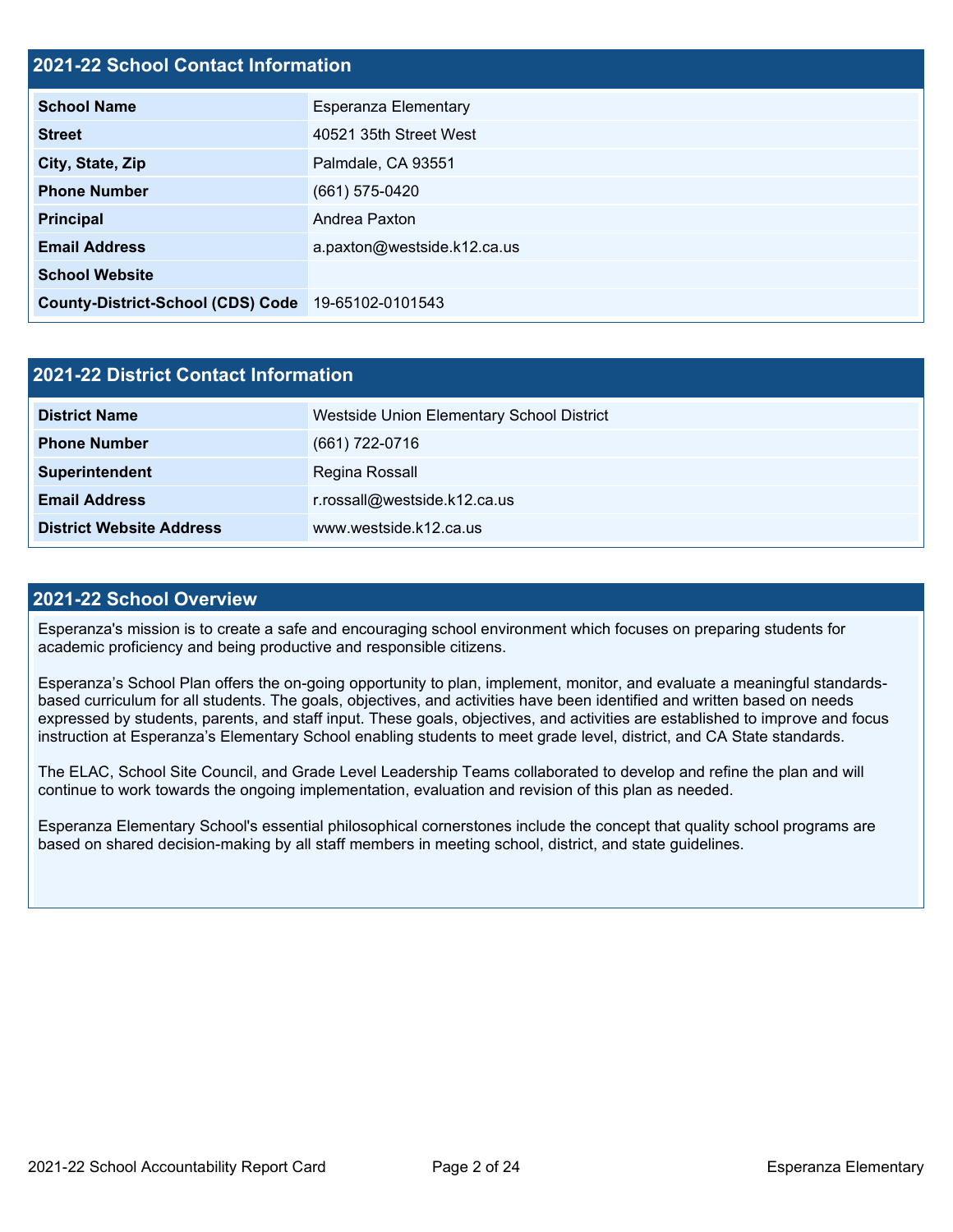## 2021-22 School Contact Information

| 2021-22 School Contact Information | |
|---|---|
| **School Name** | Esperanza Elementary |
| **Street** | 40521 35th Street West |
| **City, State, Zip** | Palmdale, CA 93551 |
| **Phone Number** | (661) 575-0420 |
| **Principal** | Andrea Paxton |
| **Email Address** | a.paxton@westside.k12.ca.us |
| **School Website** | |
| **County-District-School (CDS) Code** | 19-65102-0101543 |

## 2021-22 District Contact Information

| 2021-22 District Contact Information | |
|---|---|
| **District Name** | Westside Union Elementary School District |
| **Phone Number** | (661) 722-0716 |
| **Superintendent** | Regina Rossall |
| **Email Address** | r.rossall@westside.k12.ca.us |
| **District Website Address** | www.westside.k12.ca.us |

## 2021-22 School Overview

Esperanza's mission is to create a safe and encouraging school environment which focuses on preparing students for academic proficiency and being productive and responsible citizens.

Esperanza's School Plan offers the on-going opportunity to plan, implement, monitor, and evaluate a meaningful standards-based curriculum for all students. The goals, objectives, and activities have been identified and written based on needs expressed by students, parents, and staff input. These goals, objectives, and activities are established to improve and focus instruction at Esperanza's Elementary School enabling students to meet grade level, district, and CA State standards.

The ELAC, School Site Council, and Grade Level Leadership Teams collaborated to develop and refine the plan and will continue to work towards the ongoing implementation, evaluation and revision of this plan as needed.

Esperanza Elementary School's essential philosophical cornerstones include the concept that quality school programs are based on shared decision-making by all staff members in meeting school, district, and state guidelines.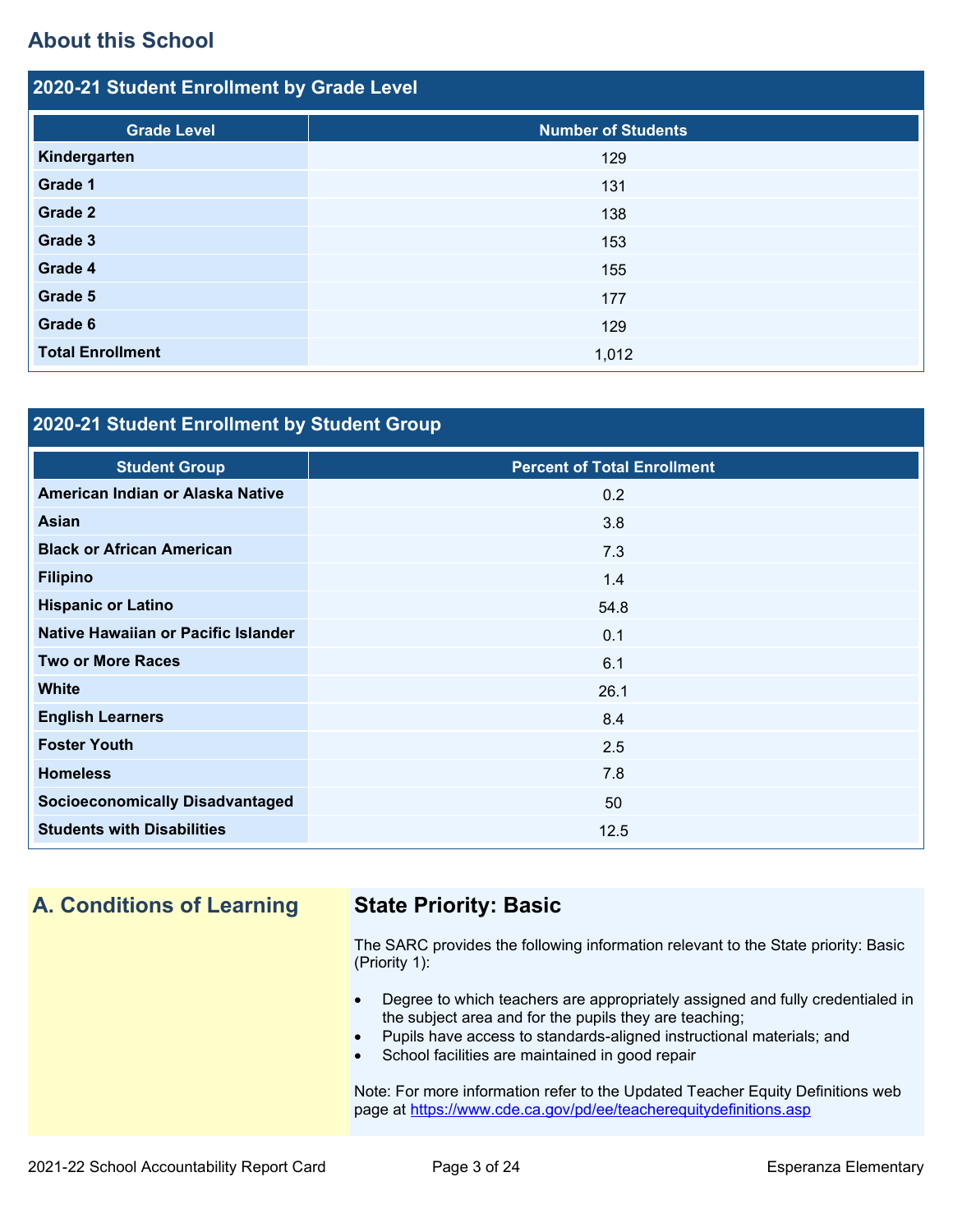## About this School

### 2020-21 Student Enrollment by Grade Level

| Grade Level | Number of Students |
|---|---|
| Kindergarten | 129 |
| Grade 1 | 131 |
| Grade 2 | 138 |
| Grade 3 | 153 |
| Grade 4 | 155 |
| Grade 5 | 177 |
| Grade 6 | 129 |
| Total Enrollment | 1,012 |

### 2020-21 Student Enrollment by Student Group

| Student Group | Percent of Total Enrollment |
|---|---|
| American Indian or Alaska Native | 0.2 |
| Asian | 3.8 |
| Black or African American | 7.3 |
| Filipino | 1.4 |
| Hispanic or Latino | 54.8 |
| Native Hawaiian or Pacific Islander | 0.1 |
| Two or More Races | 6.1 |
| White | 26.1 |
| English Learners | 8.4 |
| Foster Youth | 2.5 |
| Homeless | 7.8 |
| Socioeconomically Disadvantaged | 50 |
| Students with Disabilities | 12.5 |

## A. Conditions of Learning

### State Priority: Basic

The SARC provides the following information relevant to the State priority: Basic (Priority 1):

- Degree to which teachers are appropriately assigned and fully credentialed in the subject area and for the pupils they are teaching;
- Pupils have access to standards-aligned instructional materials; and
- School facilities are maintained in good repair

Note: For more information refer to the Updated Teacher Equity Definitions web page at https://www.cde.ca.gov/pd/ee/teacherequitydefinitions.asp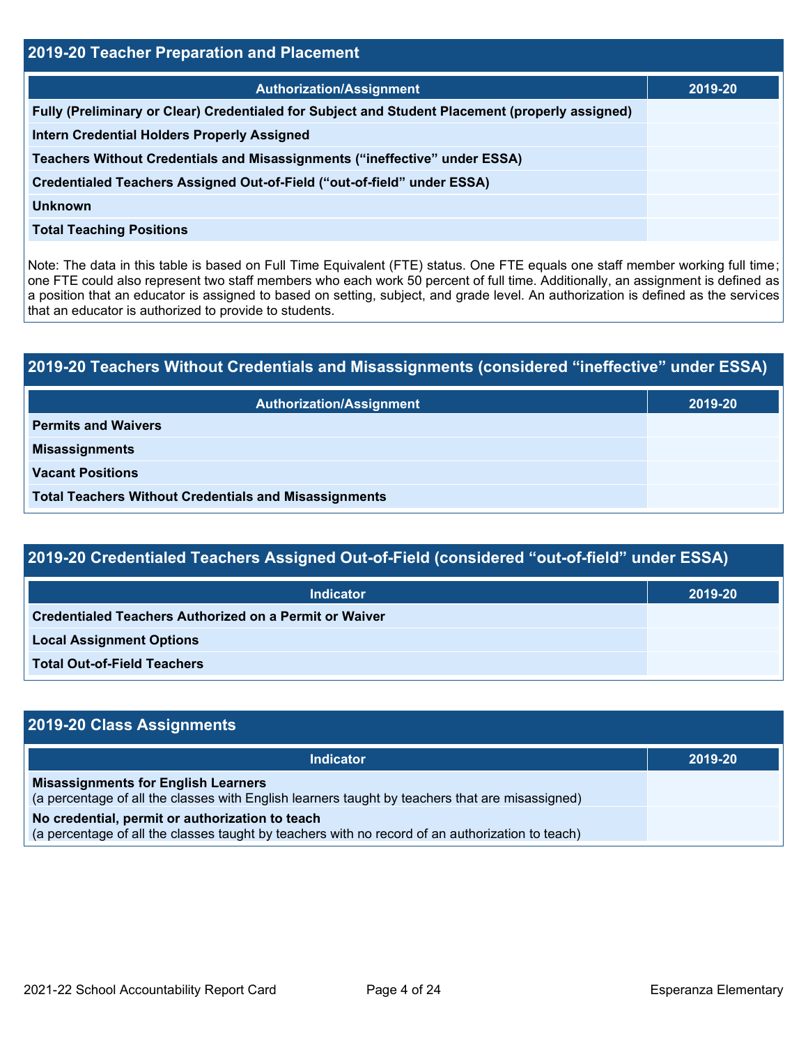## 2019-20 Teacher Preparation and Placement

| Authorization/Assignment | 2019-20 |
|---|---|
| **Fully (Preliminary or Clear) Credentialed for Subject and Student Placement (properly assigned)** | |
| **Intern Credential Holders Properly Assigned** | |
| **Teachers Without Credentials and Misassignments (“ineffective” under ESSA)** | |
| **Credentialed Teachers Assigned Out-of-Field (“out-of-field” under ESSA)** | |
| **Unknown** | |
| **Total Teaching Positions** | |

Note: The data in this table is based on Full Time Equivalent (FTE) status. One FTE equals one staff member working full time; one FTE could also represent two staff members who each work 50 percent of full time. Additionally, an assignment is defined as a position that an educator is assigned to based on setting, subject, and grade level. An authorization is defined as the services that an educator is authorized to provide to students.

## 2019-20 Teachers Without Credentials and Misassignments (considered “ineffective” under ESSA)

| Authorization/Assignment | 2019-20 |
|---|---|
| **Permits and Waivers** | |
| **Misassignments** | |
| **Vacant Positions** | |
| **Total Teachers Without Credentials and Misassignments** | |

## 2019-20 Credentialed Teachers Assigned Out-of-Field (considered “out-of-field” under ESSA)

| Indicator | 2019-20 |
|---|---|
| **Credentialed Teachers Authorized on a Permit or Waiver** | |
| **Local Assignment Options** | |
| **Total Out-of-Field Teachers** | |

## 2019-20 Class Assignments

| Indicator | 2019-20 |
|---|---|
| **Misassignments for English Learners** (a percentage of all the classes with English learners taught by teachers that are misassigned) | |
| **No credential, permit or authorization to teach** (a percentage of all the classes taught by teachers with no record of an authorization to teach) | |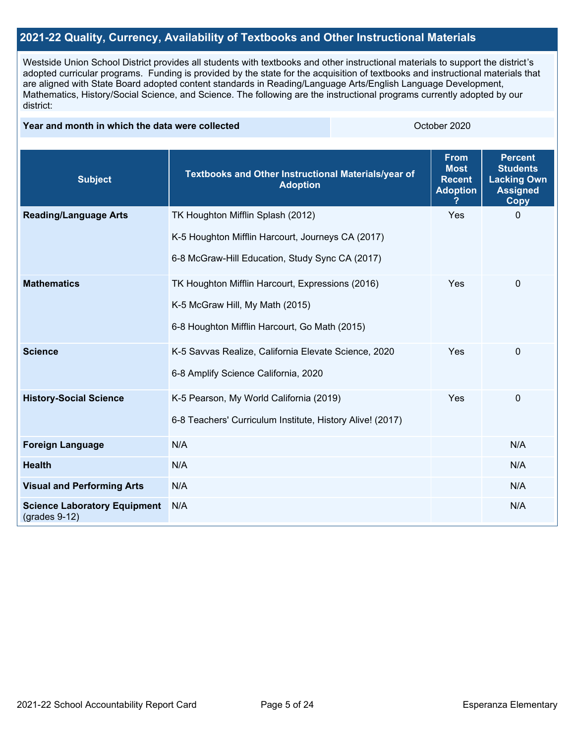## 2021-22 Quality, Currency, Availability of Textbooks and Other Instructional Materials

Westside Union School District provides all students with textbooks and other instructional materials to support the district's adopted curricular programs. Funding is provided by the state for the acquisition of textbooks and instructional materials that are aligned with State Board adopted content standards in Reading/Language Arts/English Language Development, Mathematics, History/Social Science, and Science. The following are the instructional programs currently adopted by our district:

| Year and month in which the data were collected | October 2020 |
|---|---|

| Subject | Textbooks and Other Instructional Materials/year of Adoption | From Most Recent Adoption ? | Percent Students Lacking Own Assigned Copy |
|---|---|---|---|
| **Reading/Language Arts** | TK Houghton Mifflin Splash (2012)<br>K-5 Houghton Mifflin Harcourt, Journeys CA (2017)<br>6-8 McGraw-Hill Education, Study Sync CA (2017) | Yes | 0 |
| **Mathematics** | TK Houghton Mifflin Harcourt, Expressions (2016)<br>K-5 McGraw Hill, My Math (2015)<br>6-8 Houghton Mifflin Harcourt, Go Math (2015) | Yes | 0 |
| **Science** | K-5 Savvas Realize, California Elevate Science, 2020<br>6-8 Amplify Science California, 2020 | Yes | 0 |
| **History-Social Science** | K-5 Pearson, My World California (2019)<br>6-8 Teachers' Curriculum Institute, History Alive! (2017) | Yes | 0 |
| **Foreign Language** | N/A | | N/A |
| **Health** | N/A | | N/A |
| **Visual and Performing Arts** | N/A | | N/A |
| **Science Laboratory Equipment** (grades 9-12) | N/A | | N/A |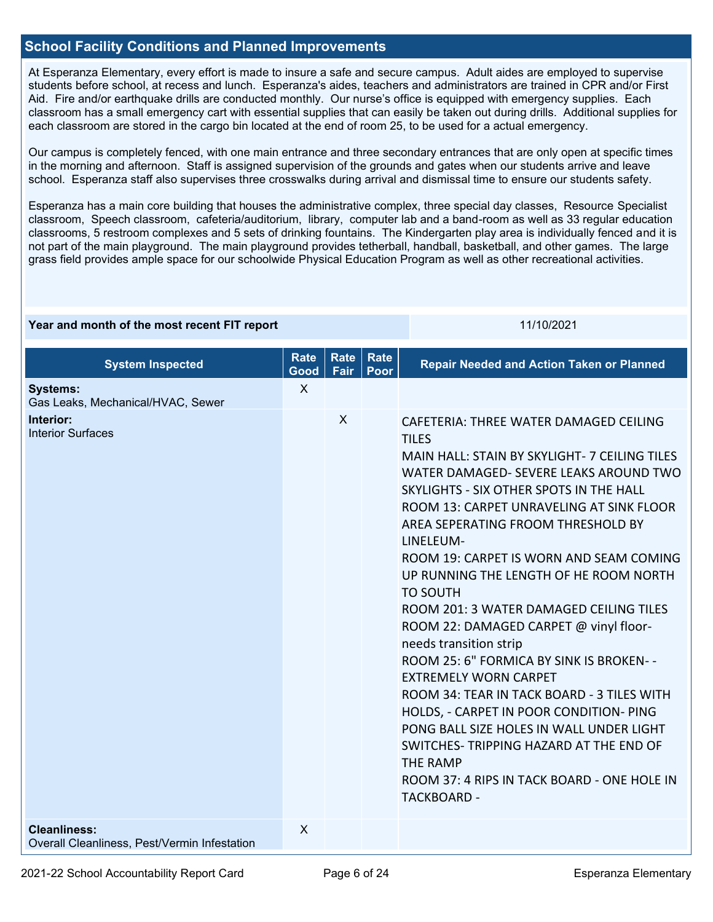## School Facility Conditions and Planned Improvements

At Esperanza Elementary, every effort is made to insure a safe and secure campus. Adult aides are employed to supervise students before school, at recess and lunch. Esperanza's aides, teachers and administrators are trained in CPR and/or First Aid. Fire and/or earthquake drills are conducted monthly. Our nurse's office is equipped with emergency supplies. Each classroom has a small emergency cart with essential supplies that can easily be taken out during drills. Additional supplies for each classroom are stored in the cargo bin located at the end of room 25, to be used for a actual emergency.

Our campus is completely fenced, with one main entrance and three secondary entrances that are only open at specific times in the morning and afternoon. Staff is assigned supervision of the grounds and gates when our students arrive and leave school. Esperanza staff also supervises three crosswalks during arrival and dismissal time to ensure our students safety.

Esperanza has a main core building that houses the administrative complex, three special day classes, Resource Specialist classroom, Speech classroom, cafeteria/auditorium, library, computer lab and a band-room as well as 33 regular education classrooms, 5 restroom complexes and 5 sets of drinking fountains. The Kindergarten play area is individually fenced and it is not part of the main playground. The main playground provides tetherball, handball, basketball, and other games. The large grass field provides ample space for our schoolwide Physical Education Program as well as other recreational activities.

| Year and month of the most recent FIT report | 11/10/2021 |
|---|---|

| System Inspected | Rate Good | Rate Fair | Rate Poor | Repair Needed and Action Taken or Planned |
|---|---|---|---|---|
| **Systems:** Gas Leaks, Mechanical/HVAC, Sewer | X | | | |
| **Interior:** Interior Surfaces | | X | | CAFETERIA: THREE WATER DAMAGED CEILING TILES<br>MAIN HALL: STAIN BY SKYLIGHT- 7 CEILING TILES WATER DAMAGED- SEVERE LEAKS AROUND TWO SKYLIGHTS - SIX OTHER SPOTS IN THE HALL<br>ROOM 13: CARPET UNRAVELING AT SINK FLOOR AREA SEPERATING FROOM THRESHOLD BY LINELEUM-<br>ROOM 19: CARPET IS WORN AND SEAM COMING UP RUNNING THE LENGTH OF HE ROOM NORTH TO SOUTH<br>ROOM 201: 3 WATER DAMAGED CEILING TILES<br>ROOM 22: DAMAGED CARPET @ vinyl floor- needs transition strip<br>ROOM 25: 6" FORMICA BY SINK IS BROKEN- - EXTREMELY WORN CARPET<br>ROOM 34: TEAR IN TACK BOARD - 3 TILES WITH HOLDS, - CARPET IN POOR CONDITION- PING PONG BALL SIZE HOLES IN WALL UNDER LIGHT SWITCHES- TRIPPING HAZARD AT THE END OF THE RAMP<br>ROOM 37: 4 RIPS IN TACK BOARD - ONE HOLE IN TACKBOARD - |
| **Cleanliness:** Overall Cleanliness, Pest/Vermin Infestation | X | | | |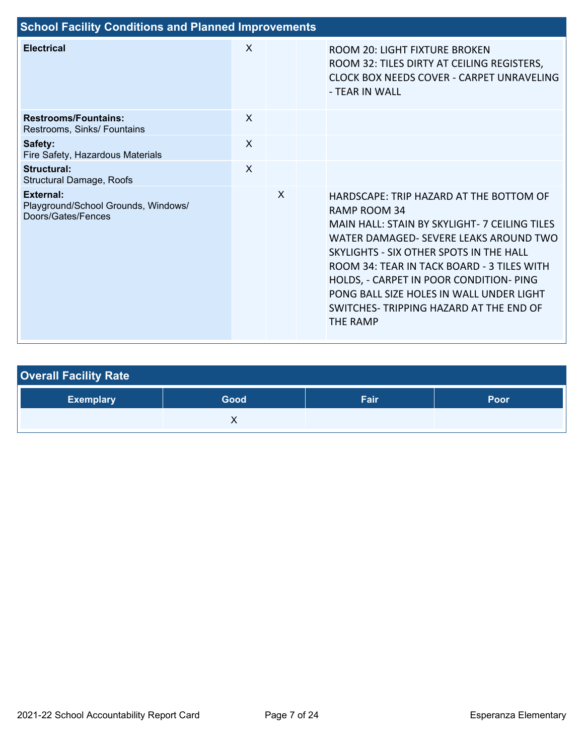## School Facility Conditions and Planned Improvements

| System | Good | Fair | Poor | Repair Needed and Action Taken or Planned |
|---|---|---|---|---|
| **Electrical** | X | | | ROOM 20: LIGHT FIXTURE BROKEN<br>ROOM 32: TILES DIRTY AT CEILING REGISTERS, CLOCK BOX NEEDS COVER - CARPET UNRAVELING - TEAR IN WALL |
| **Restrooms/Fountains:** Restrooms, Sinks/ Fountains | X | | | |
| **Safety:** Fire Safety, Hazardous Materials | X | | | |
| **Structural:** Structural Damage, Roofs | X | | | |
| **External:** Playground/School Grounds, Windows/ Doors/Gates/Fences | | X | | HARDSCAPE: TRIP HAZARD AT THE BOTTOM OF RAMP ROOM 34<br>MAIN HALL: STAIN BY SKYLIGHT- 7 CEILING TILES WATER DAMAGED- SEVERE LEAKS AROUND TWO SKYLIGHTS - SIX OTHER SPOTS IN THE HALL<br>ROOM 34: TEAR IN TACK BOARD - 3 TILES WITH HOLDS, - CARPET IN POOR CONDITION- PING PONG BALL SIZE HOLES IN WALL UNDER LIGHT SWITCHES- TRIPPING HAZARD AT THE END OF THE RAMP |

## Overall Facility Rate

| Exemplary | Good | Fair | Poor |
|---|---|---|---|
| | X | | |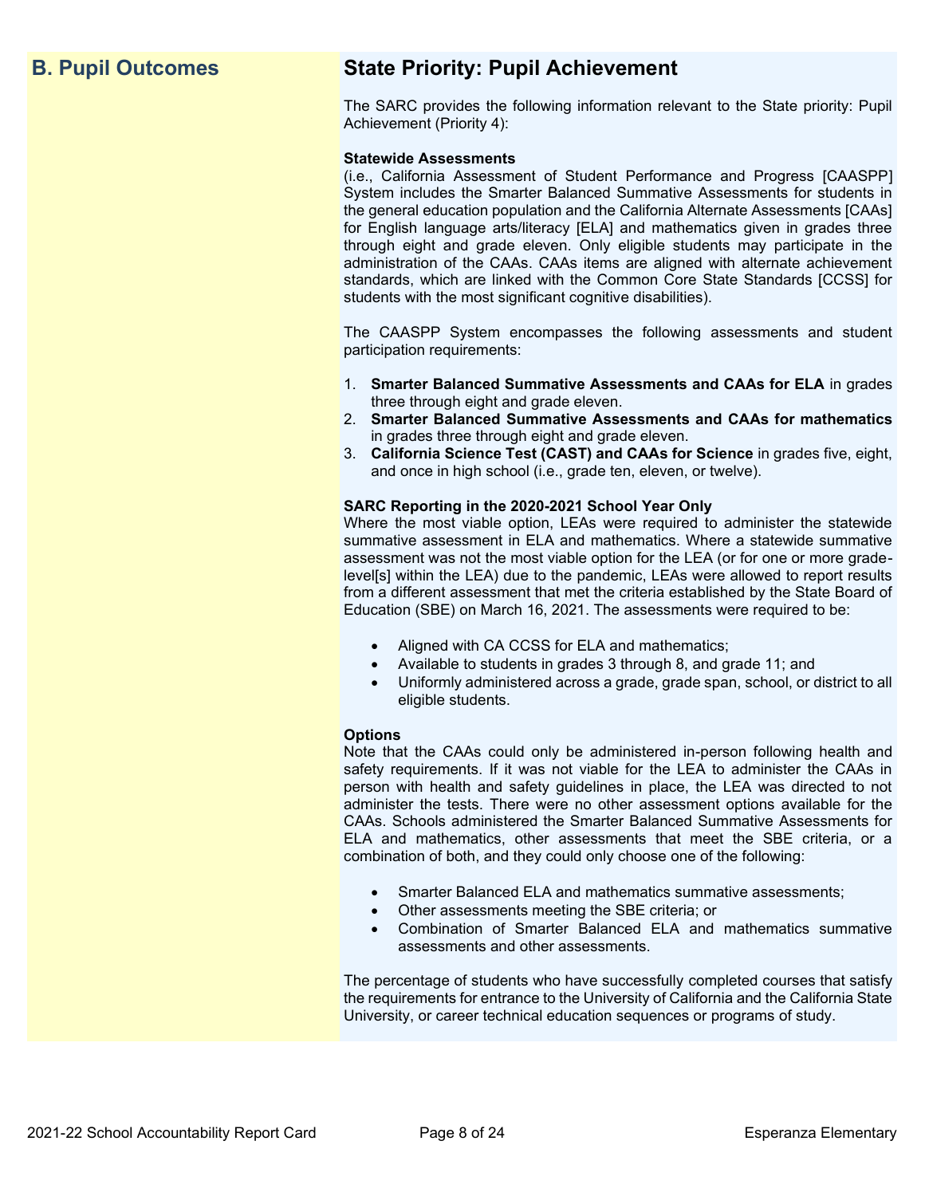## B. Pupil Outcomes

## State Priority: Pupil Achievement

The SARC provides the following information relevant to the State priority: Pupil Achievement (Priority 4):

**Statewide Assessments**
(i.e., California Assessment of Student Performance and Progress [CAASPP] System includes the Smarter Balanced Summative Assessments for students in the general education population and the California Alternate Assessments [CAAs] for English language arts/literacy [ELA] and mathematics given in grades three through eight and grade eleven. Only eligible students may participate in the administration of the CAAs. CAAs items are aligned with alternate achievement standards, which are linked with the Common Core State Standards [CCSS] for students with the most significant cognitive disabilities).

The CAASPP System encompasses the following assessments and student participation requirements:

1. **Smarter Balanced Summative Assessments and CAAs for ELA** in grades three through eight and grade eleven.
2. **Smarter Balanced Summative Assessments and CAAs for mathematics** in grades three through eight and grade eleven.
3. **California Science Test (CAST) and CAAs for Science** in grades five, eight, and once in high school (i.e., grade ten, eleven, or twelve).

**SARC Reporting in the 2020-2021 School Year Only**
Where the most viable option, LEAs were required to administer the statewide summative assessment in ELA and mathematics. Where a statewide summative assessment was not the most viable option for the LEA (or for one or more grade-level[s] within the LEA) due to the pandemic, LEAs were allowed to report results from a different assessment that met the criteria established by the State Board of Education (SBE) on March 16, 2021. The assessments were required to be:

- Aligned with CA CCSS for ELA and mathematics;
- Available to students in grades 3 through 8, and grade 11; and
- Uniformly administered across a grade, grade span, school, or district to all eligible students.

**Options**
Note that the CAAs could only be administered in-person following health and safety requirements. If it was not viable for the LEA to administer the CAAs in person with health and safety guidelines in place, the LEA was directed to not administer the tests. There were no other assessment options available for the CAAs. Schools administered the Smarter Balanced Summative Assessments for ELA and mathematics, other assessments that meet the SBE criteria, or a combination of both, and they could only choose one of the following:

- Smarter Balanced ELA and mathematics summative assessments;
- Other assessments meeting the SBE criteria; or
- Combination of Smarter Balanced ELA and mathematics summative assessments and other assessments.

The percentage of students who have successfully completed courses that satisfy the requirements for entrance to the University of California and the California State University, or career technical education sequences or programs of study.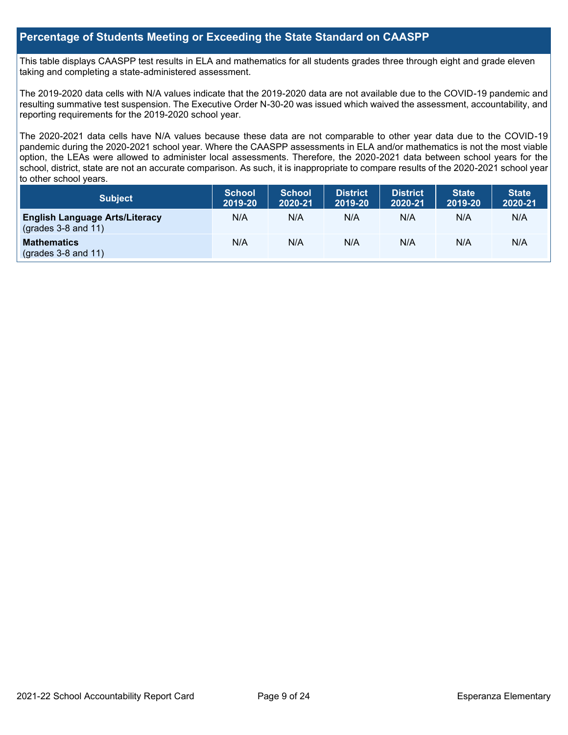## Percentage of Students Meeting or Exceeding the State Standard on CAASPP

This table displays CAASPP test results in ELA and mathematics for all students grades three through eight and grade eleven taking and completing a state-administered assessment.

The 2019-2020 data cells with N/A values indicate that the 2019-2020 data are not available due to the COVID-19 pandemic and resulting summative test suspension. The Executive Order N-30-20 was issued which waived the assessment, accountability, and reporting requirements for the 2019-2020 school year.

The 2020-2021 data cells have N/A values because these data are not comparable to other year data due to the COVID-19 pandemic during the 2020-2021 school year. Where the CAASPP assessments in ELA and/or mathematics is not the most viable option, the LEAs were allowed to administer local assessments. Therefore, the 2020-2021 data between school years for the school, district, state are not an accurate comparison. As such, it is inappropriate to compare results of the 2020-2021 school year to other school years.

| Subject | School 2019-20 | School 2020-21 | District 2019-20 | District 2020-21 | State 2019-20 | State 2020-21 |
|---|---|---|---|---|---|---|
| **English Language Arts/Literacy** (grades 3-8 and 11) | N/A | N/A | N/A | N/A | N/A | N/A |
| **Mathematics** (grades 3-8 and 11) | N/A | N/A | N/A | N/A | N/A | N/A |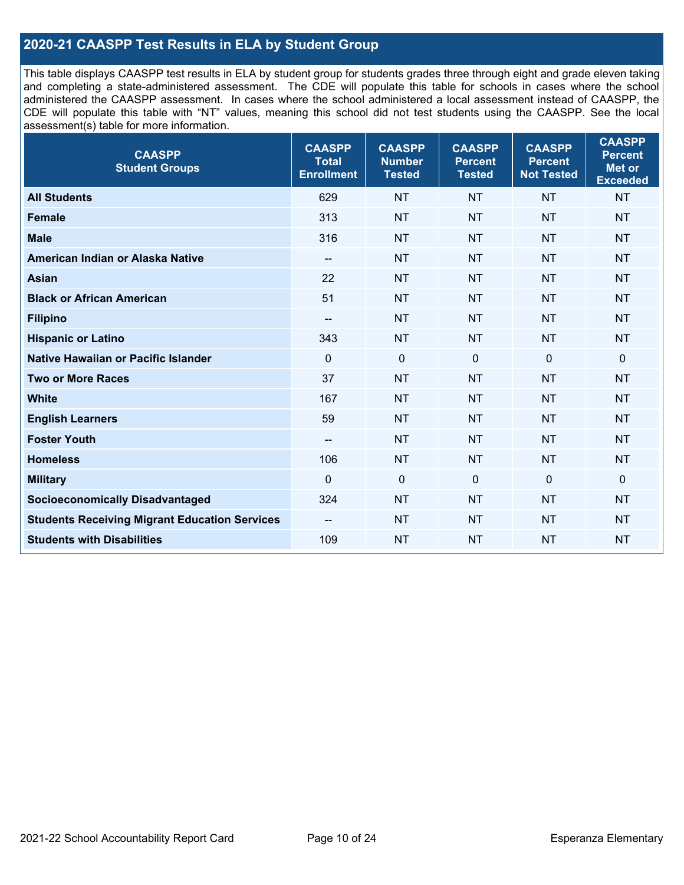## 2020-21 CAASPP Test Results in ELA by Student Group

This table displays CAASPP test results in ELA by student group for students grades three through eight and grade eleven taking and completing a state-administered assessment. The CDE will populate this table for schools in cases where the school administered the CAASPP assessment. In cases where the school administered a local assessment instead of CAASPP, the CDE will populate this table with "NT" values, meaning this school did not test students using the CAASPP. See the local assessment(s) table for more information.

| CAASPP Student Groups | CAASPP Total Enrollment | CAASPP Number Tested | CAASPP Percent Tested | CAASPP Percent Not Tested | CAASPP Percent Met or Exceeded |
|---|---|---|---|---|---|
| **All Students** | 629 | NT | NT | NT | NT |
| **Female** | 313 | NT | NT | NT | NT |
| **Male** | 316 | NT | NT | NT | NT |
| **American Indian or Alaska Native** | -- | NT | NT | NT | NT |
| **Asian** | 22 | NT | NT | NT | NT |
| **Black or African American** | 51 | NT | NT | NT | NT |
| **Filipino** | -- | NT | NT | NT | NT |
| **Hispanic or Latino** | 343 | NT | NT | NT | NT |
| **Native Hawaiian or Pacific Islander** | 0 | 0 | 0 | 0 | 0 |
| **Two or More Races** | 37 | NT | NT | NT | NT |
| **White** | 167 | NT | NT | NT | NT |
| **English Learners** | 59 | NT | NT | NT | NT |
| **Foster Youth** | -- | NT | NT | NT | NT |
| **Homeless** | 106 | NT | NT | NT | NT |
| **Military** | 0 | 0 | 0 | 0 | 0 |
| **Socioeconomically Disadvantaged** | 324 | NT | NT | NT | NT |
| **Students Receiving Migrant Education Services** | -- | NT | NT | NT | NT |
| **Students with Disabilities** | 109 | NT | NT | NT | NT |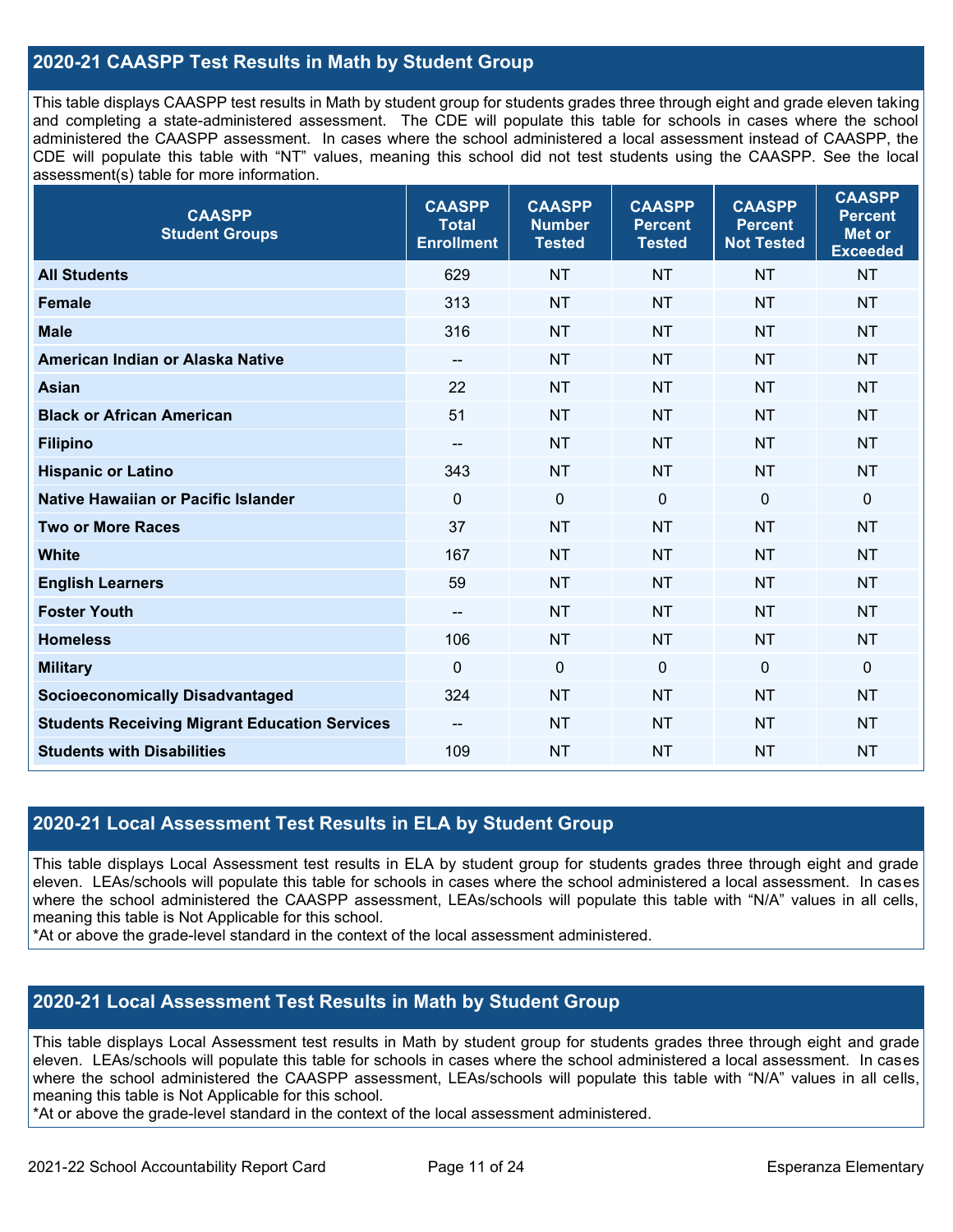## 2020-21 CAASPP Test Results in Math by Student Group

This table displays CAASPP test results in Math by student group for students grades three through eight and grade eleven taking and completing a state-administered assessment. The CDE will populate this table for schools in cases where the school administered the CAASPP assessment. In cases where the school administered a local assessment instead of CAASPP, the CDE will populate this table with "NT" values, meaning this school did not test students using the CAASPP. See the local assessment(s) table for more information.

| CAASPP Student Groups | CAASPP Total Enrollment | CAASPP Number Tested | CAASPP Percent Tested | CAASPP Percent Not Tested | CAASPP Percent Met or Exceeded |
|---|---|---|---|---|---|
| **All Students** | 629 | NT | NT | NT | NT |
| **Female** | 313 | NT | NT | NT | NT |
| **Male** | 316 | NT | NT | NT | NT |
| **American Indian or Alaska Native** | -- | NT | NT | NT | NT |
| **Asian** | 22 | NT | NT | NT | NT |
| **Black or African American** | 51 | NT | NT | NT | NT |
| **Filipino** | -- | NT | NT | NT | NT |
| **Hispanic or Latino** | 343 | NT | NT | NT | NT |
| **Native Hawaiian or Pacific Islander** | 0 | 0 | 0 | 0 | 0 |
| **Two or More Races** | 37 | NT | NT | NT | NT |
| **White** | 167 | NT | NT | NT | NT |
| **English Learners** | 59 | NT | NT | NT | NT |
| **Foster Youth** | -- | NT | NT | NT | NT |
| **Homeless** | 106 | NT | NT | NT | NT |
| **Military** | 0 | 0 | 0 | 0 | 0 |
| **Socioeconomically Disadvantaged** | 324 | NT | NT | NT | NT |
| **Students Receiving Migrant Education Services** | -- | NT | NT | NT | NT |
| **Students with Disabilities** | 109 | NT | NT | NT | NT |

## 2020-21 Local Assessment Test Results in ELA by Student Group

This table displays Local Assessment test results in ELA by student group for students grades three through eight and grade eleven. LEAs/schools will populate this table for schools in cases where the school administered a local assessment. In cases where the school administered the CAASPP assessment, LEAs/schools will populate this table with "N/A" values in all cells, meaning this table is Not Applicable for this school.

*At or above the grade-level standard in the context of the local assessment administered.

## 2020-21 Local Assessment Test Results in Math by Student Group

This table displays Local Assessment test results in Math by student group for students grades three through eight and grade eleven. LEAs/schools will populate this table for schools in cases where the school administered a local assessment. In cases where the school administered the CAASPP assessment, LEAs/schools will populate this table with "N/A" values in all cells, meaning this table is Not Applicable for this school.

*At or above the grade-level standard in the context of the local assessment administered.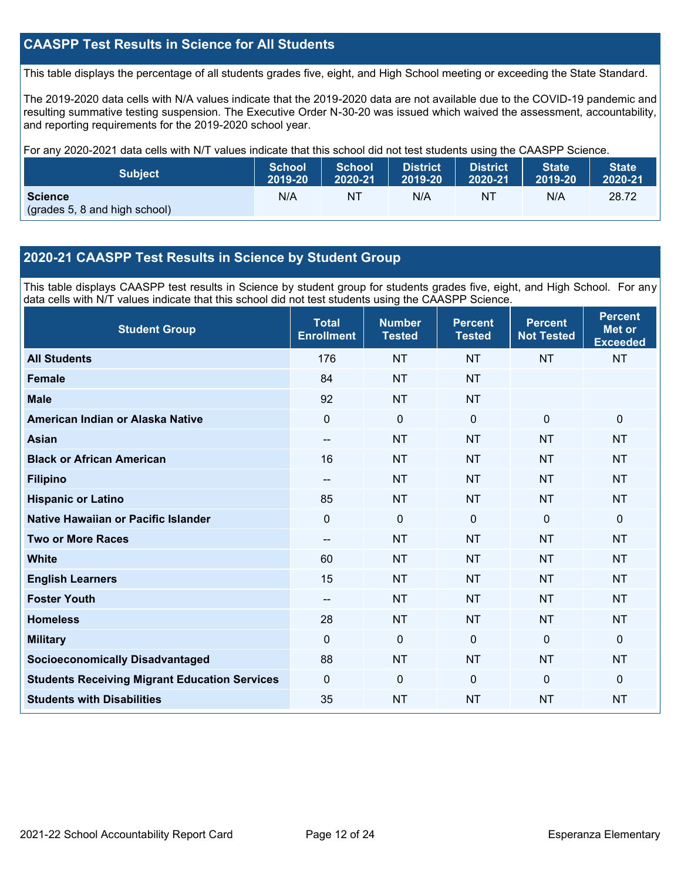## CAASPP Test Results in Science for All Students

This table displays the percentage of all students grades five, eight, and High School meeting or exceeding the State Standard.

The 2019-2020 data cells with N/A values indicate that the 2019-2020 data are not available due to the COVID-19 pandemic and resulting summative testing suspension. The Executive Order N-30-20 was issued which waived the assessment, accountability, and reporting requirements for the 2019-2020 school year.

For any 2020-2021 data cells with N/T values indicate that this school did not test students using the CAASPP Science.

| Subject | School 2019-20 | School 2020-21 | District 2019-20 | District 2020-21 | State 2019-20 | State 2020-21 |
|---|---|---|---|---|---|---|
| **Science** (grades 5, 8 and high school) | N/A | NT | N/A | NT | N/A | 28.72 |

## 2020-21 CAASPP Test Results in Science by Student Group

This table displays CAASPP test results in Science by student group for students grades five, eight, and High School. For any data cells with N/T values indicate that this school did not test students using the CAASPP Science.

| Student Group | Total Enrollment | Number Tested | Percent Tested | Percent Not Tested | Percent Met or Exceeded |
|---|---|---|---|---|---|
| **All Students** | 176 | NT | NT | NT | NT |
| **Female** | 84 | NT | NT | | |
| **Male** | 92 | NT | NT | | |
| **American Indian or Alaska Native** | 0 | 0 | 0 | 0 | 0 |
| **Asian** | -- | NT | NT | NT | NT |
| **Black or African American** | 16 | NT | NT | NT | NT |
| **Filipino** | -- | NT | NT | NT | NT |
| **Hispanic or Latino** | 85 | NT | NT | NT | NT |
| **Native Hawaiian or Pacific Islander** | 0 | 0 | 0 | 0 | 0 |
| **Two or More Races** | -- | NT | NT | NT | NT |
| **White** | 60 | NT | NT | NT | NT |
| **English Learners** | 15 | NT | NT | NT | NT |
| **Foster Youth** | -- | NT | NT | NT | NT |
| **Homeless** | 28 | NT | NT | NT | NT |
| **Military** | 0 | 0 | 0 | 0 | 0 |
| **Socioeconomically Disadvantaged** | 88 | NT | NT | NT | NT |
| **Students Receiving Migrant Education Services** | 0 | 0 | 0 | 0 | 0 |
| **Students with Disabilities** | 35 | NT | NT | NT | NT |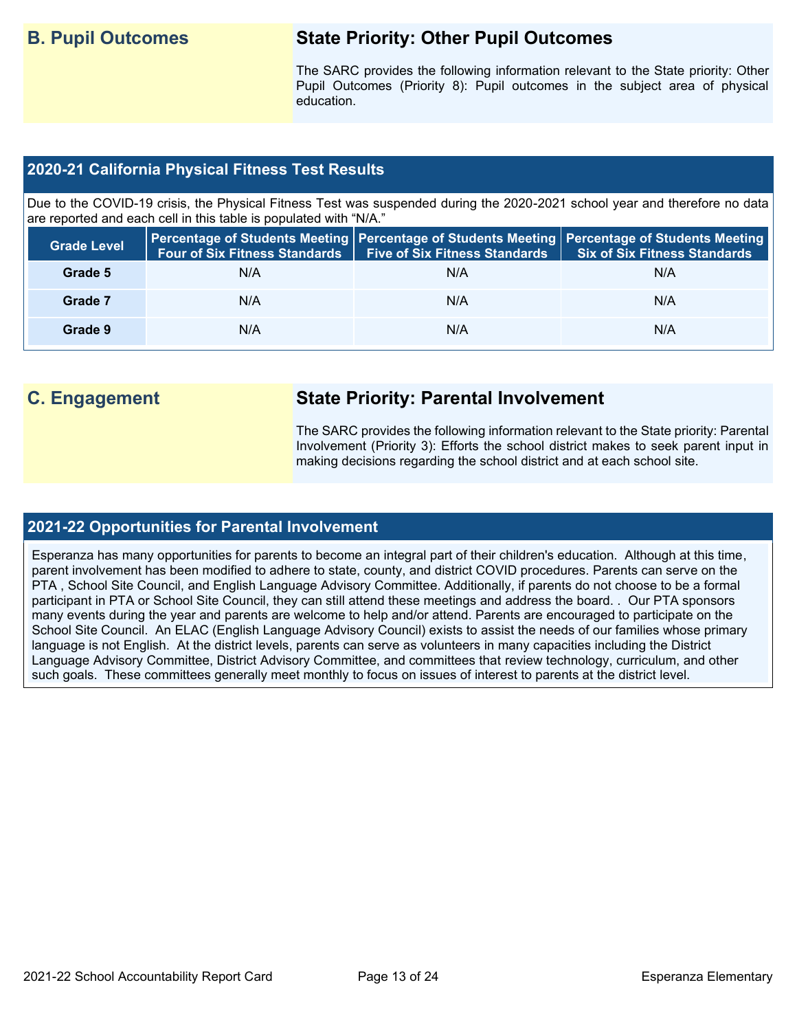## B. Pupil Outcomes

### State Priority: Other Pupil Outcomes

The SARC provides the following information relevant to the State priority: Other Pupil Outcomes (Priority 8): Pupil outcomes in the subject area of physical education.

### 2020-21 California Physical Fitness Test Results

Due to the COVID-19 crisis, the Physical Fitness Test was suspended during the 2020-2021 school year and therefore no data are reported and each cell in this table is populated with "N/A."

| Grade Level | Percentage of Students Meeting Four of Six Fitness Standards | Percentage of Students Meeting Five of Six Fitness Standards | Percentage of Students Meeting Six of Six Fitness Standards |
| --- | --- | --- | --- |
| Grade 5 | N/A | N/A | N/A |
| Grade 7 | N/A | N/A | N/A |
| Grade 9 | N/A | N/A | N/A |

## C. Engagement

### State Priority: Parental Involvement

The SARC provides the following information relevant to the State priority: Parental Involvement (Priority 3): Efforts the school district makes to seek parent input in making decisions regarding the school district and at each school site.

### 2021-22 Opportunities for Parental Involvement

Esperanza has many opportunities for parents to become an integral part of their children's education. Although at this time, parent involvement has been modified to adhere to state, county, and district COVID procedures. Parents can serve on the PTA , School Site Council, and English Language Advisory Committee. Additionally, if parents do not choose to be a formal participant in PTA or School Site Council, they can still attend these meetings and address the board. . Our PTA sponsors many events during the year and parents are welcome to help and/or attend. Parents are encouraged to participate on the School Site Council. An ELAC (English Language Advisory Council) exists to assist the needs of our families whose primary language is not English. At the district levels, parents can serve as volunteers in many capacities including the District Language Advisory Committee, District Advisory Committee, and committees that review technology, curriculum, and other such goals. These committees generally meet monthly to focus on issues of interest to parents at the district level.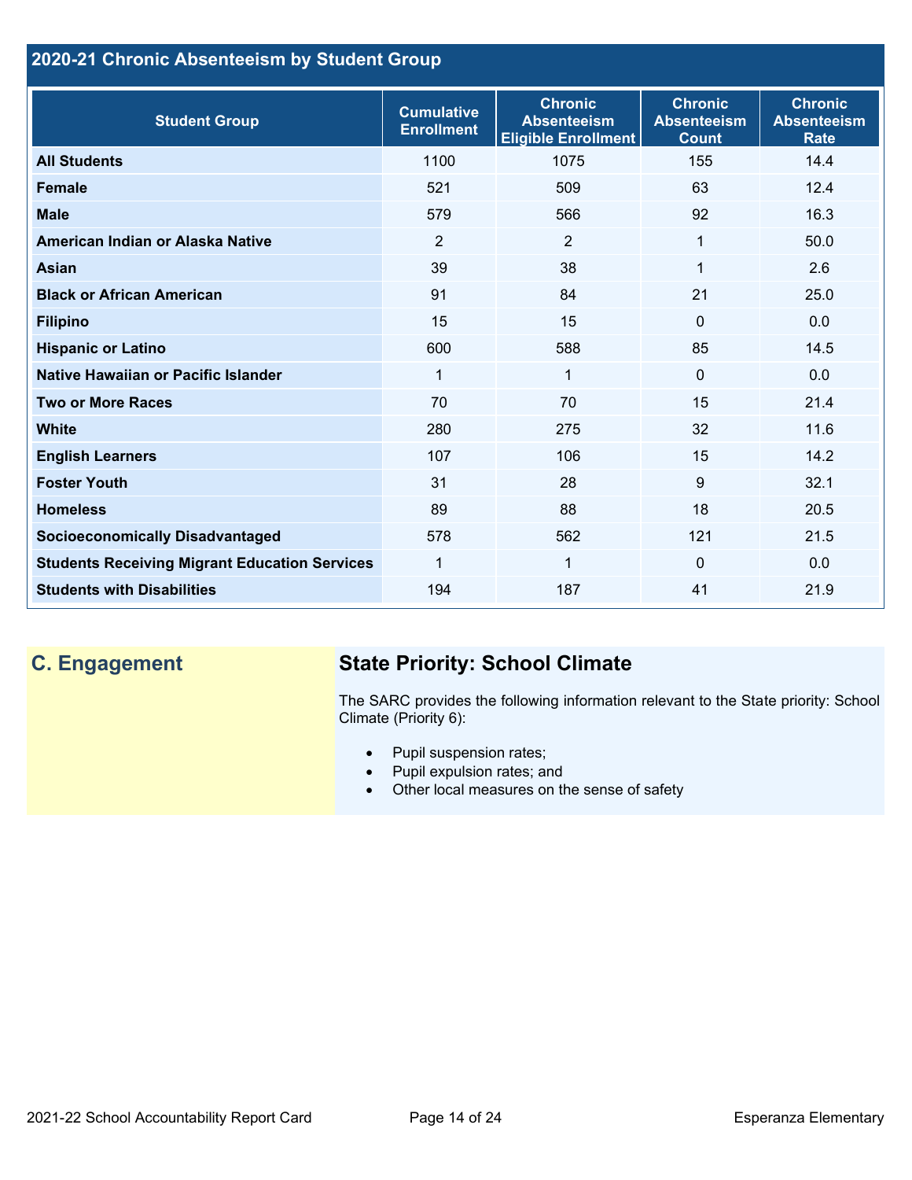## 2020-21 Chronic Absenteeism by Student Group

| Student Group | Cumulative Enrollment | Chronic Absenteeism Eligible Enrollment | Chronic Absenteeism Count | Chronic Absenteeism Rate |
|---|---|---|---|---|
| **All Students** | 1100 | 1075 | 155 | 14.4 |
| **Female** | 521 | 509 | 63 | 12.4 |
| **Male** | 579 | 566 | 92 | 16.3 |
| **American Indian or Alaska Native** | 2 | 2 | 1 | 50.0 |
| **Asian** | 39 | 38 | 1 | 2.6 |
| **Black or African American** | 91 | 84 | 21 | 25.0 |
| **Filipino** | 15 | 15 | 0 | 0.0 |
| **Hispanic or Latino** | 600 | 588 | 85 | 14.5 |
| **Native Hawaiian or Pacific Islander** | 1 | 1 | 0 | 0.0 |
| **Two or More Races** | 70 | 70 | 15 | 21.4 |
| **White** | 280 | 275 | 32 | 11.6 |
| **English Learners** | 107 | 106 | 15 | 14.2 |
| **Foster Youth** | 31 | 28 | 9 | 32.1 |
| **Homeless** | 89 | 88 | 18 | 20.5 |
| **Socioeconomically Disadvantaged** | 578 | 562 | 121 | 21.5 |
| **Students Receiving Migrant Education Services** | 1 | 1 | 0 | 0.0 |
| **Students with Disabilities** | 194 | 187 | 41 | 21.9 |

## C. Engagement

### State Priority: School Climate

The SARC provides the following information relevant to the State priority: School Climate (Priority 6):

- Pupil suspension rates;
- Pupil expulsion rates; and
- Other local measures on the sense of safety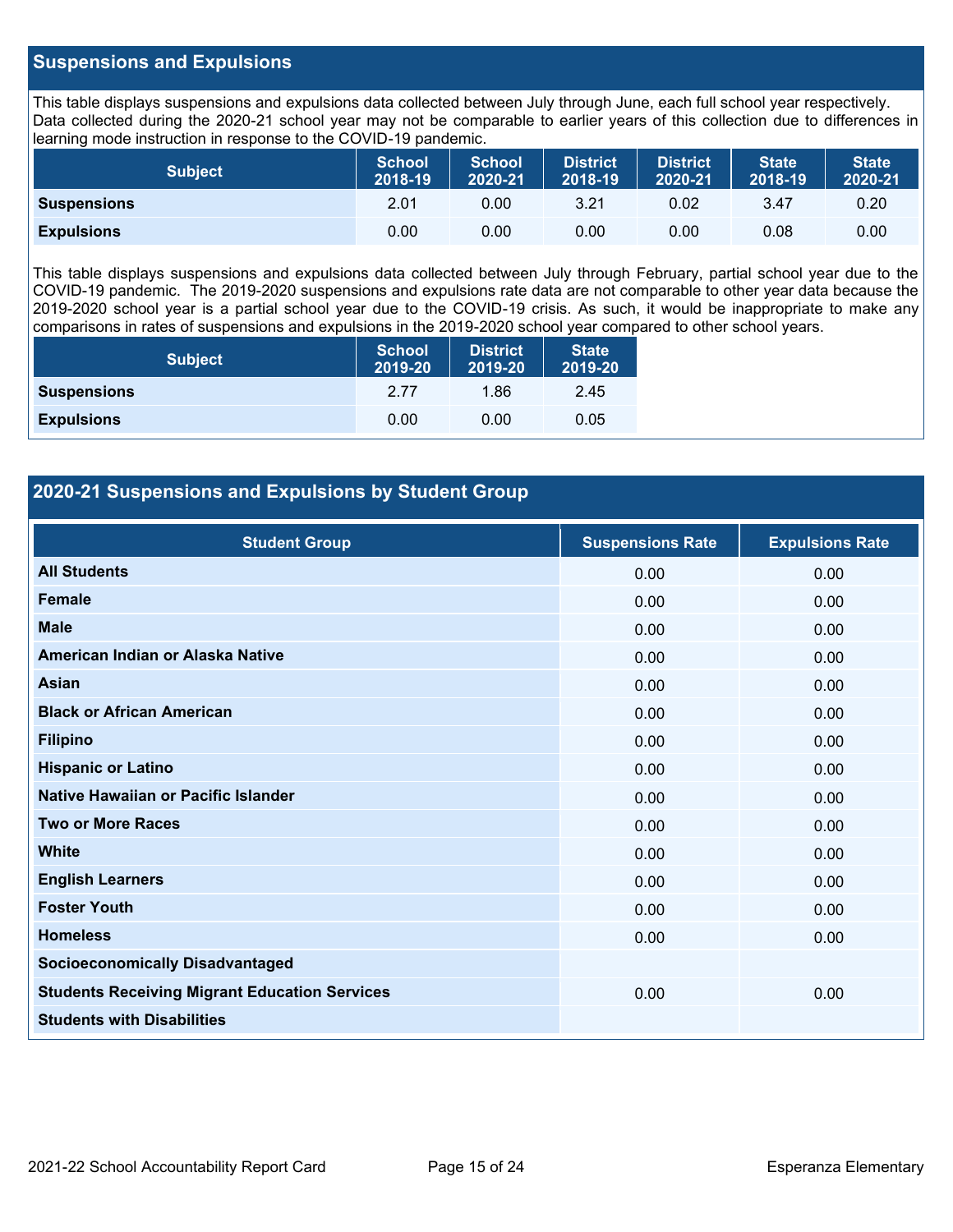## Suspensions and Expulsions

This table displays suspensions and expulsions data collected between July through June, each full school year respectively. Data collected during the 2020-21 school year may not be comparable to earlier years of this collection due to differences in learning mode instruction in response to the COVID-19 pandemic.

| Subject | School 2018-19 | School 2020-21 | District 2018-19 | District 2020-21 | State 2018-19 | State 2020-21 |
|---|---|---|---|---|---|---|
| **Suspensions** | 2.01 | 0.00 | 3.21 | 0.02 | 3.47 | 0.20 |
| **Expulsions** | 0.00 | 0.00 | 0.00 | 0.00 | 0.08 | 0.00 |

This table displays suspensions and expulsions data collected between July through February, partial school year due to the COVID-19 pandemic. The 2019-2020 suspensions and expulsions rate data are not comparable to other year data because the 2019-2020 school year is a partial school year due to the COVID-19 crisis. As such, it would be inappropriate to make any comparisons in rates of suspensions and expulsions in the 2019-2020 school year compared to other school years.

| Subject | School 2019-20 | District 2019-20 | State 2019-20 |
|---|---|---|---|
| **Suspensions** | 2.77 | 1.86 | 2.45 |
| **Expulsions** | 0.00 | 0.00 | 0.05 |

## 2020-21 Suspensions and Expulsions by Student Group

| Student Group | Suspensions Rate | Expulsions Rate |
|---|---|---|
| **All Students** | 0.00 | 0.00 |
| **Female** | 0.00 | 0.00 |
| **Male** | 0.00 | 0.00 |
| **American Indian or Alaska Native** | 0.00 | 0.00 |
| **Asian** | 0.00 | 0.00 |
| **Black or African American** | 0.00 | 0.00 |
| **Filipino** | 0.00 | 0.00 |
| **Hispanic or Latino** | 0.00 | 0.00 |
| **Native Hawaiian or Pacific Islander** | 0.00 | 0.00 |
| **Two or More Races** | 0.00 | 0.00 |
| **White** | 0.00 | 0.00 |
| **English Learners** | 0.00 | 0.00 |
| **Foster Youth** | 0.00 | 0.00 |
| **Homeless** | 0.00 | 0.00 |
| **Socioeconomically Disadvantaged** | | |
| **Students Receiving Migrant Education Services** | 0.00 | 0.00 |
| **Students with Disabilities** | | |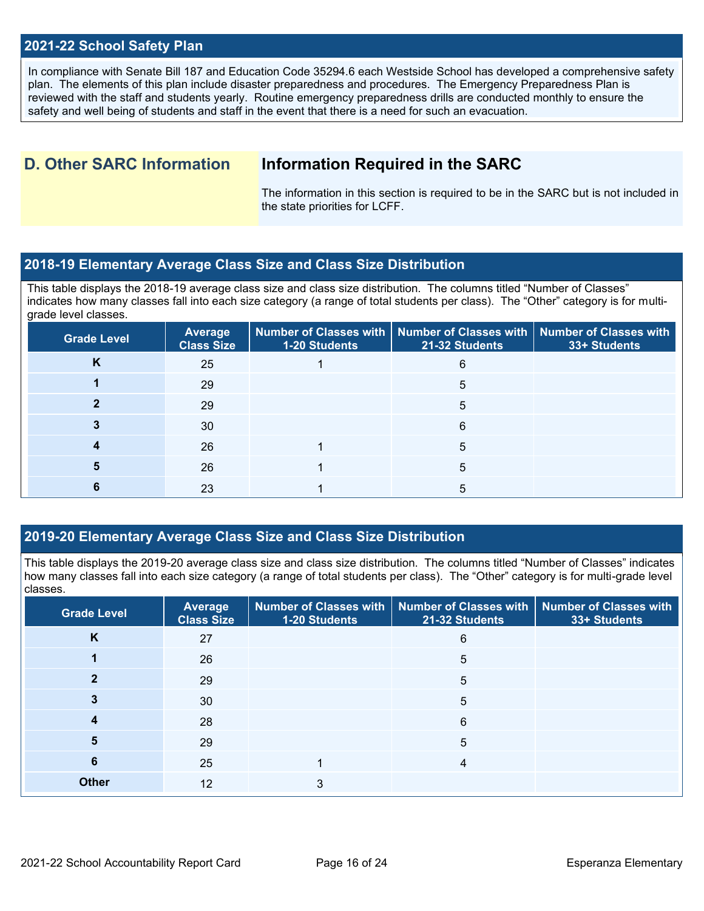## 2021-22 School Safety Plan

In compliance with Senate Bill 187 and Education Code 35294.6 each Westside School has developed a comprehensive safety plan. The elements of this plan include disaster preparedness and procedures. The Emergency Preparedness Plan is reviewed with the staff and students yearly. Routine emergency preparedness drills are conducted monthly to ensure the safety and well being of students and staff in the event that there is a need for such an evacuation.

## D. Other SARC Information

### Information Required in the SARC

The information in this section is required to be in the SARC but is not included in the state priorities for LCFF.

## 2018-19 Elementary Average Class Size and Class Size Distribution

This table displays the 2018-19 average class size and class size distribution. The columns titled "Number of Classes" indicates how many classes fall into each size category (a range of total students per class). The "Other" category is for multi-grade level classes.

| Grade Level | Average Class Size | Number of Classes with 1-20 Students | Number of Classes with 21-32 Students | Number of Classes with 33+ Students |
|---|---|---|---|---|
| K | 25 | 1 | 6 | |
| 1 | 29 | | 5 | |
| 2 | 29 | | 5 | |
| 3 | 30 | | 6 | |
| 4 | 26 | 1 | 5 | |
| 5 | 26 | 1 | 5 | |
| 6 | 23 | 1 | 5 | |

## 2019-20 Elementary Average Class Size and Class Size Distribution

This table displays the 2019-20 average class size and class size distribution. The columns titled "Number of Classes" indicates how many classes fall into each size category (a range of total students per class). The "Other" category is for multi-grade level classes.

| Grade Level | Average Class Size | Number of Classes with 1-20 Students | Number of Classes with 21-32 Students | Number of Classes with 33+ Students |
|---|---|---|---|---|
| K | 27 | | 6 | |
| 1 | 26 | | 5 | |
| 2 | 29 | | 5 | |
| 3 | 30 | | 5 | |
| 4 | 28 | | 6 | |
| 5 | 29 | | 5 | |
| 6 | 25 | 1 | 4 | |
| Other | 12 | 3 | | |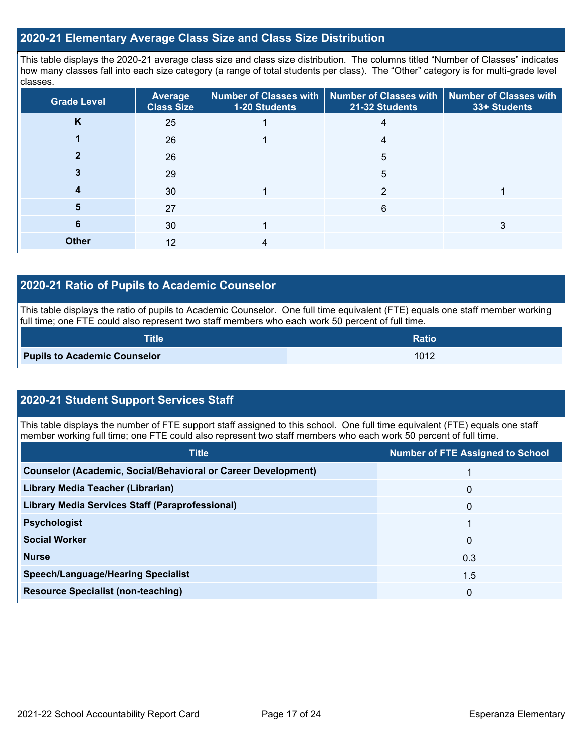## 2020-21 Elementary Average Class Size and Class Size Distribution

This table displays the 2020-21 average class size and class size distribution. The columns titled "Number of Classes" indicates how many classes fall into each size category (a range of total students per class). The "Other" category is for multi-grade level classes.

| Grade Level | Average Class Size | Number of Classes with 1-20 Students | Number of Classes with 21-32 Students | Number of Classes with 33+ Students |
|---|---|---|---|---|
| K | 25 | 1 | 4 | |
| 1 | 26 | 1 | 4 | |
| 2 | 26 | | 5 | |
| 3 | 29 | | 5 | |
| 4 | 30 | 1 | 2 | 1 |
| 5 | 27 | | 6 | |
| 6 | 30 | 1 | | 3 |
| Other | 12 | 4 | | |

## 2020-21 Ratio of Pupils to Academic Counselor

This table displays the ratio of pupils to Academic Counselor. One full time equivalent (FTE) equals one staff member working full time; one FTE could also represent two staff members who each work 50 percent of full time.

| Title | Ratio |
|---|---|
| Pupils to Academic Counselor | 1012 |

## 2020-21 Student Support Services Staff

This table displays the number of FTE support staff assigned to this school. One full time equivalent (FTE) equals one staff member working full time; one FTE could also represent two staff members who each work 50 percent of full time.

| Title | Number of FTE Assigned to School |
|---|---|
| Counselor (Academic, Social/Behavioral or Career Development) | 1 |
| Library Media Teacher (Librarian) | 0 |
| Library Media Services Staff (Paraprofessional) | 0 |
| Psychologist | 1 |
| Social Worker | 0 |
| Nurse | 0.3 |
| Speech/Language/Hearing Specialist | 1.5 |
| Resource Specialist (non-teaching) | 0 |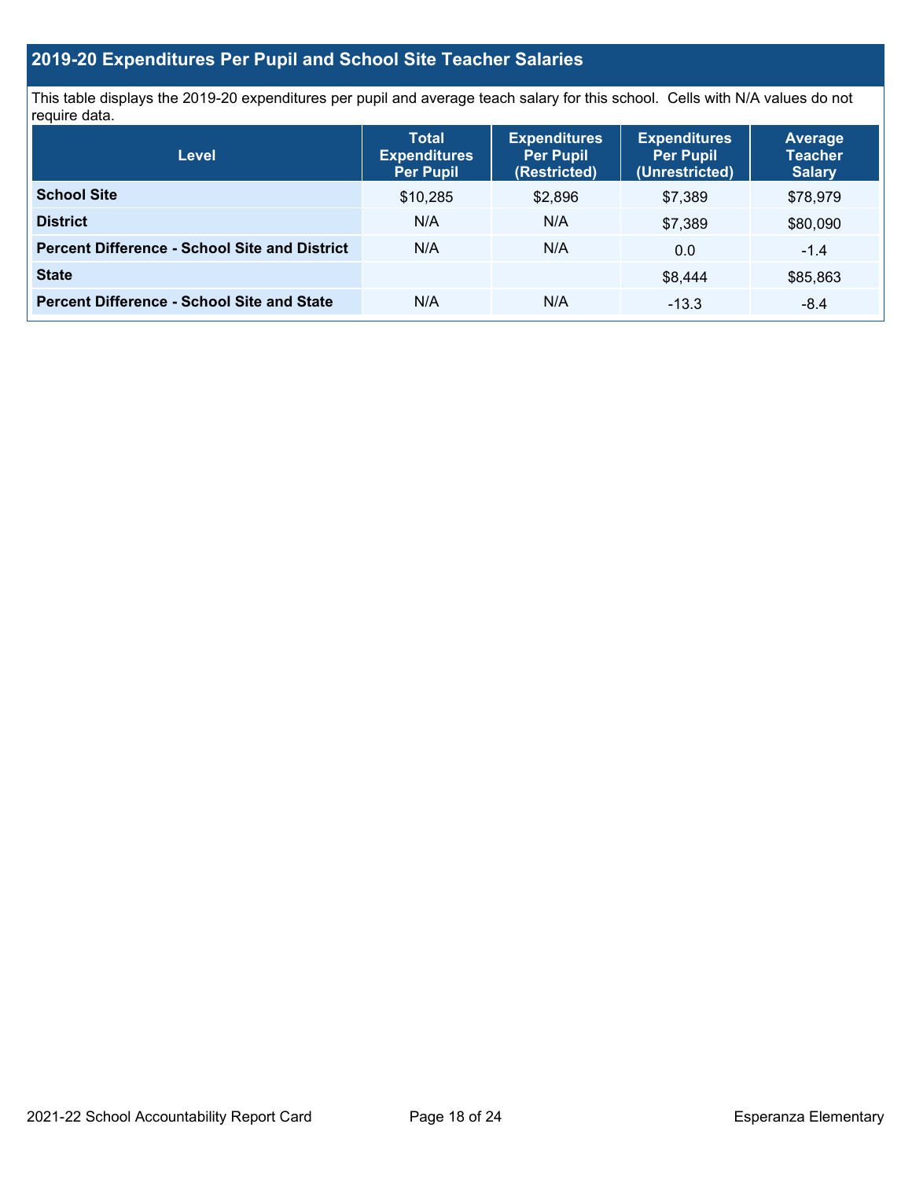## 2019-20 Expenditures Per Pupil and School Site Teacher Salaries

This table displays the 2019-20 expenditures per pupil and average teach salary for this school. Cells with N/A values do not require data.

| Level | Total Expenditures Per Pupil | Expenditures Per Pupil (Restricted) | Expenditures Per Pupil (Unrestricted) | Average Teacher Salary |
|---|---|---|---|---|
| **School Site** | $10,285 | $2,896 | $7,389 | $78,979 |
| **District** | N/A | N/A | $7,389 | $80,090 |
| **Percent Difference - School Site and District** | N/A | N/A | 0.0 | -1.4 |
| **State** | | | $8,444 | $85,863 |
| **Percent Difference - School Site and State** | N/A | N/A | -13.3 | -8.4 |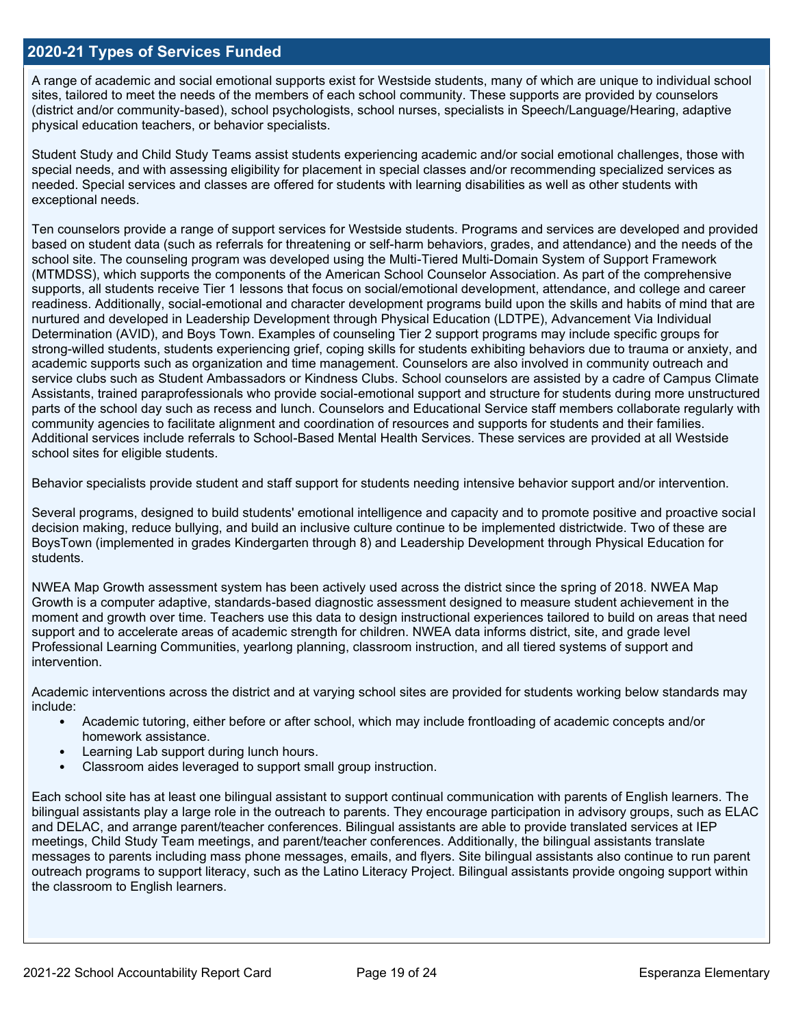## 2020-21 Types of Services Funded

A range of academic and social emotional supports exist for Westside students, many of which are unique to individual school sites, tailored to meet the needs of the members of each school community. These supports are provided by counselors (district and/or community-based), school psychologists, school nurses, specialists in Speech/Language/Hearing, adaptive physical education teachers, or behavior specialists.

Student Study and Child Study Teams assist students experiencing academic and/or social emotional challenges, those with special needs, and with assessing eligibility for placement in special classes and/or recommending specialized services as needed. Special services and classes are offered for students with learning disabilities as well as other students with exceptional needs.

Ten counselors provide a range of support services for Westside students. Programs and services are developed and provided based on student data (such as referrals for threatening or self-harm behaviors, grades, and attendance) and the needs of the school site. The counseling program was developed using the Multi-Tiered Multi-Domain System of Support Framework (MTMDSS), which supports the components of the American School Counselor Association. As part of the comprehensive supports, all students receive Tier 1 lessons that focus on social/emotional development, attendance, and college and career readiness. Additionally, social-emotional and character development programs build upon the skills and habits of mind that are nurtured and developed in Leadership Development through Physical Education (LDTPE), Advancement Via Individual Determination (AVID), and Boys Town. Examples of counseling Tier 2 support programs may include specific groups for strong-willed students, students experiencing grief, coping skills for students exhibiting behaviors due to trauma or anxiety, and academic supports such as organization and time management. Counselors are also involved in community outreach and service clubs such as Student Ambassadors or Kindness Clubs. School counselors are assisted by a cadre of Campus Climate Assistants, trained paraprofessionals who provide social-emotional support and structure for students during more unstructured parts of the school day such as recess and lunch. Counselors and Educational Service staff members collaborate regularly with community agencies to facilitate alignment and coordination of resources and supports for students and their families. Additional services include referrals to School-Based Mental Health Services. These services are provided at all Westside school sites for eligible students.

Behavior specialists provide student and staff support for students needing intensive behavior support and/or intervention.

Several programs, designed to build students' emotional intelligence and capacity and to promote positive and proactive social decision making, reduce bullying, and build an inclusive culture continue to be implemented districtwide. Two of these are BoysTown (implemented in grades Kindergarten through 8) and Leadership Development through Physical Education for students.

NWEA Map Growth assessment system has been actively used across the district since the spring of 2018. NWEA Map Growth is a computer adaptive, standards-based diagnostic assessment designed to measure student achievement in the moment and growth over time. Teachers use this data to design instructional experiences tailored to build on areas that need support and to accelerate areas of academic strength for children. NWEA data informs district, site, and grade level Professional Learning Communities, yearlong planning, classroom instruction, and all tiered systems of support and intervention.

Academic interventions across the district and at varying school sites are provided for students working below standards may include:

- Academic tutoring, either before or after school, which may include frontloading of academic concepts and/or homework assistance.
- Learning Lab support during lunch hours.
- Classroom aides leveraged to support small group instruction.

Each school site has at least one bilingual assistant to support continual communication with parents of English learners. The bilingual assistants play a large role in the outreach to parents. They encourage participation in advisory groups, such as ELAC and DELAC, and arrange parent/teacher conferences. Bilingual assistants are able to provide translated services at IEP meetings, Child Study Team meetings, and parent/teacher conferences. Additionally, the bilingual assistants translate messages to parents including mass phone messages, emails, and flyers. Site bilingual assistants also continue to run parent outreach programs to support literacy, such as the Latino Literacy Project. Bilingual assistants provide ongoing support within the classroom to English learners.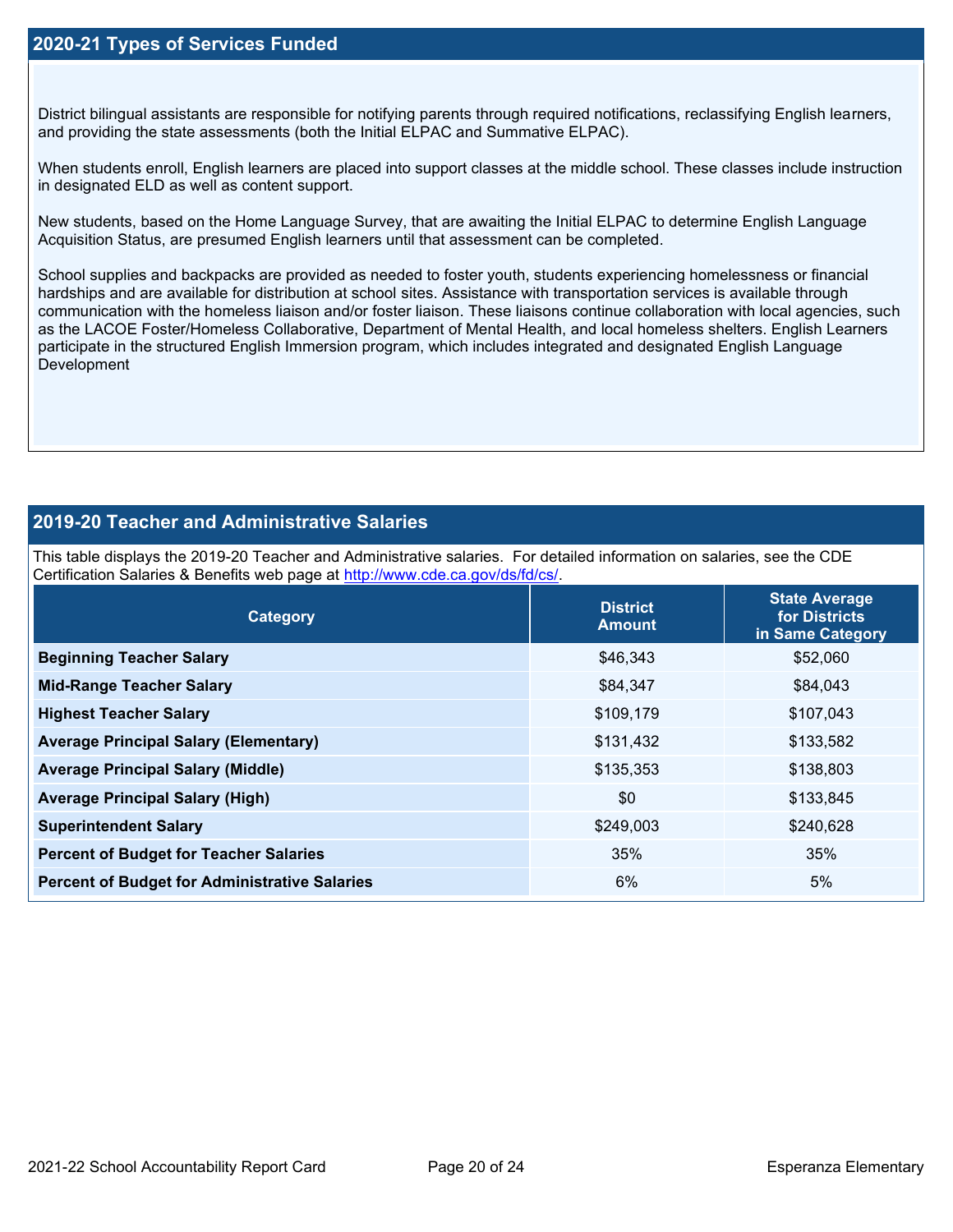## 2020-21 Types of Services Funded

District bilingual assistants are responsible for notifying parents through required notifications, reclassifying English learners, and providing the state assessments (both the Initial ELPAC and Summative ELPAC).

When students enroll, English learners are placed into support classes at the middle school. These classes include instruction in designated ELD as well as content support.

New students, based on the Home Language Survey, that are awaiting the Initial ELPAC to determine English Language Acquisition Status, are presumed English learners until that assessment can be completed.

School supplies and backpacks are provided as needed to foster youth, students experiencing homelessness or financial hardships and are available for distribution at school sites. Assistance with transportation services is available through communication with the homeless liaison and/or foster liaison. These liaisons continue collaboration with local agencies, such as the LACOE Foster/Homeless Collaborative, Department of Mental Health, and local homeless shelters. English Learners participate in the structured English Immersion program, which includes integrated and designated English Language Development

## 2019-20 Teacher and Administrative Salaries

This table displays the 2019-20 Teacher and Administrative salaries. For detailed information on salaries, see the CDE Certification Salaries & Benefits web page at http://www.cde.ca.gov/ds/fd/cs/.

| Category | District Amount | State Average for Districts in Same Category |
|---|---|---|
| **Beginning Teacher Salary** | $46,343 | $52,060 |
| **Mid-Range Teacher Salary** | $84,347 | $84,043 |
| **Highest Teacher Salary** | $109,179 | $107,043 |
| **Average Principal Salary (Elementary)** | $131,432 | $133,582 |
| **Average Principal Salary (Middle)** | $135,353 | $138,803 |
| **Average Principal Salary (High)** | $0 | $133,845 |
| **Superintendent Salary** | $249,003 | $240,628 |
| **Percent of Budget for Teacher Salaries** | 35% | 35% |
| **Percent of Budget for Administrative Salaries** | 6% | 5% |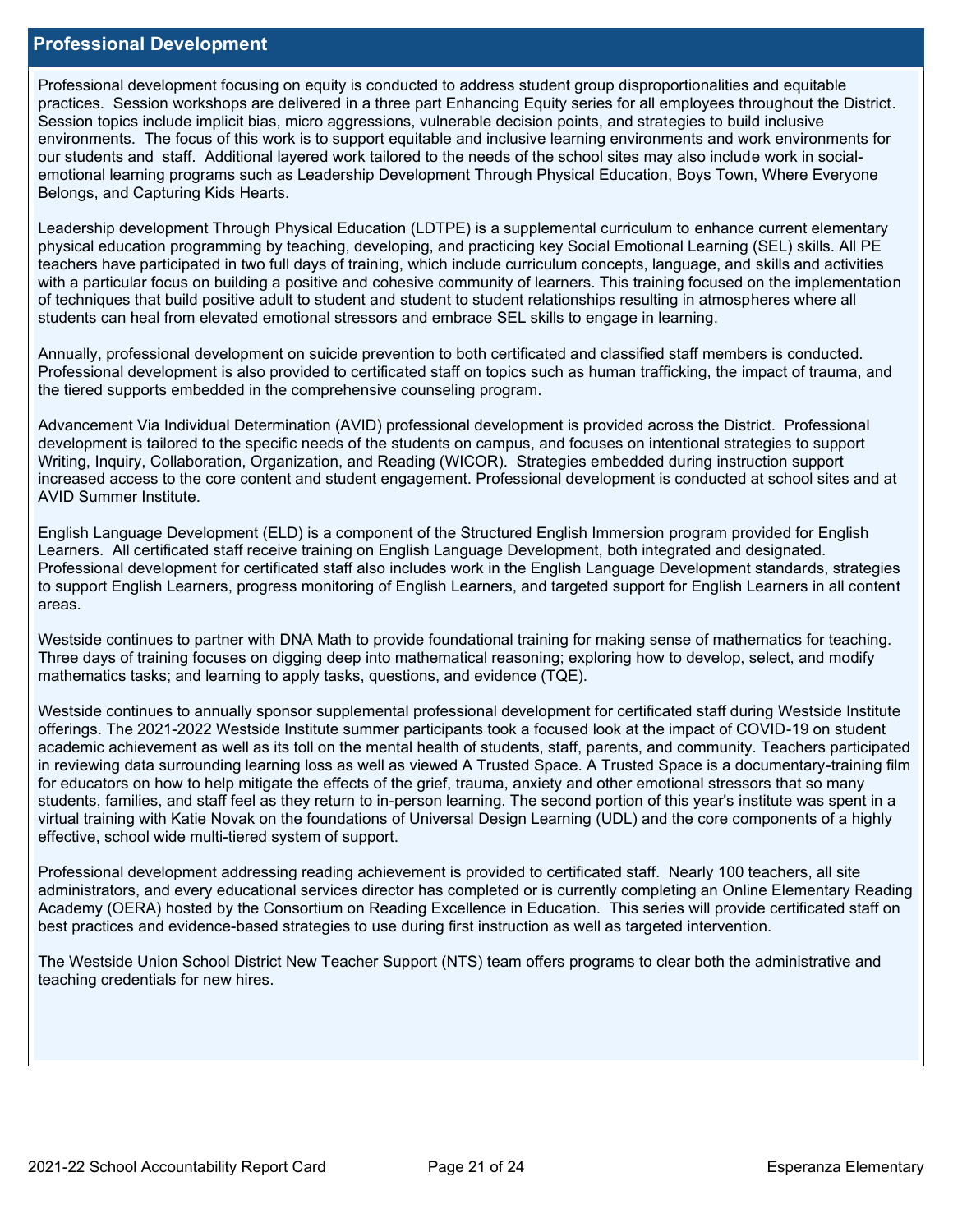## Professional Development

Professional development focusing on equity is conducted to address student group disproportionalities and equitable practices. Session workshops are delivered in a three part Enhancing Equity series for all employees throughout the District. Session topics include implicit bias, micro aggressions, vulnerable decision points, and strategies to build inclusive environments. The focus of this work is to support equitable and inclusive learning environments and work environments for our students and staff. Additional layered work tailored to the needs of the school sites may also include work in social-emotional learning programs such as Leadership Development Through Physical Education, Boys Town, Where Everyone Belongs, and Capturing Kids Hearts.

Leadership development Through Physical Education (LDTPE) is a supplemental curriculum to enhance current elementary physical education programming by teaching, developing, and practicing key Social Emotional Learning (SEL) skills. All PE teachers have participated in two full days of training, which include curriculum concepts, language, and skills and activities with a particular focus on building a positive and cohesive community of learners. This training focused on the implementation of techniques that build positive adult to student and student to student relationships resulting in atmospheres where all students can heal from elevated emotional stressors and embrace SEL skills to engage in learning.

Annually, professional development on suicide prevention to both certificated and classified staff members is conducted. Professional development is also provided to certificated staff on topics such as human trafficking, the impact of trauma, and the tiered supports embedded in the comprehensive counseling program.

Advancement Via Individual Determination (AVID) professional development is provided across the District. Professional development is tailored to the specific needs of the students on campus, and focuses on intentional strategies to support Writing, Inquiry, Collaboration, Organization, and Reading (WICOR). Strategies embedded during instruction support increased access to the core content and student engagement. Professional development is conducted at school sites and at AVID Summer Institute.

English Language Development (ELD) is a component of the Structured English Immersion program provided for English Learners. All certificated staff receive training on English Language Development, both integrated and designated. Professional development for certificated staff also includes work in the English Language Development standards, strategies to support English Learners, progress monitoring of English Learners, and targeted support for English Learners in all content areas.

Westside continues to partner with DNA Math to provide foundational training for making sense of mathematics for teaching. Three days of training focuses on digging deep into mathematical reasoning; exploring how to develop, select, and modify mathematics tasks; and learning to apply tasks, questions, and evidence (TQE).

Westside continues to annually sponsor supplemental professional development for certificated staff during Westside Institute offerings. The 2021-2022 Westside Institute summer participants took a focused look at the impact of COVID-19 on student academic achievement as well as its toll on the mental health of students, staff, parents, and community. Teachers participated in reviewing data surrounding learning loss as well as viewed A Trusted Space. A Trusted Space is a documentary-training film for educators on how to help mitigate the effects of the grief, trauma, anxiety and other emotional stressors that so many students, families, and staff feel as they return to in-person learning. The second portion of this year's institute was spent in a virtual training with Katie Novak on the foundations of Universal Design Learning (UDL) and the core components of a highly effective, school wide multi-tiered system of support.

Professional development addressing reading achievement is provided to certificated staff. Nearly 100 teachers, all site administrators, and every educational services director has completed or is currently completing an Online Elementary Reading Academy (OERA) hosted by the Consortium on Reading Excellence in Education. This series will provide certificated staff on best practices and evidence-based strategies to use during first instruction as well as targeted intervention.

The Westside Union School District New Teacher Support (NTS) team offers programs to clear both the administrative and teaching credentials for new hires.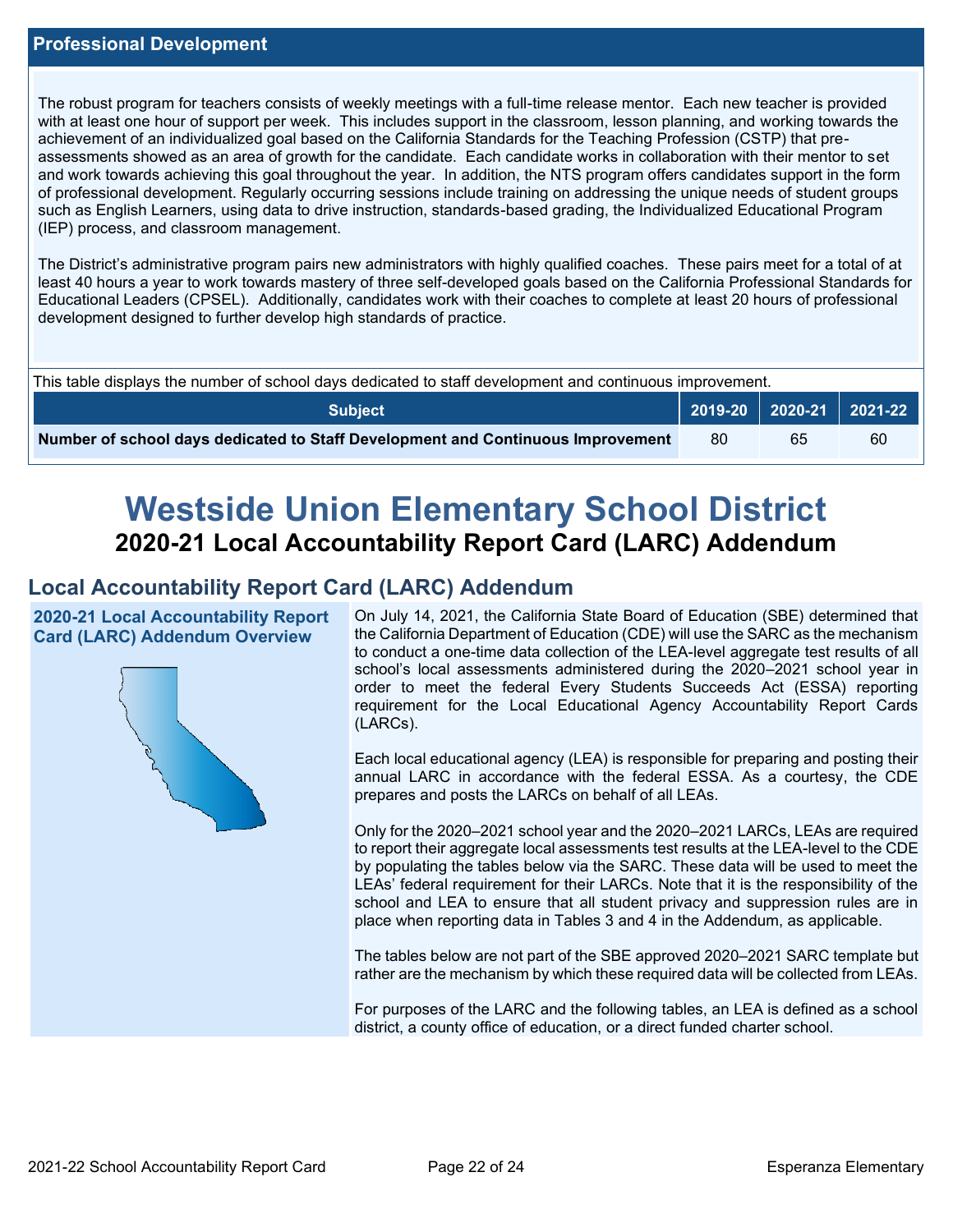## Professional Development

The robust program for teachers consists of weekly meetings with a full-time release mentor. Each new teacher is provided with at least one hour of support per week. This includes support in the classroom, lesson planning, and working towards the achievement of an individualized goal based on the California Standards for the Teaching Profession (CSTP) that pre-assessments showed as an area of growth for the candidate. Each candidate works in collaboration with their mentor to set and work towards achieving this goal throughout the year. In addition, the NTS program offers candidates support in the form of professional development. Regularly occurring sessions include training on addressing the unique needs of student groups such as English Learners, using data to drive instruction, standards-based grading, the Individualized Educational Program (IEP) process, and classroom management.

The District's administrative program pairs new administrators with highly qualified coaches. These pairs meet for a total of at least 40 hours a year to work towards mastery of three self-developed goals based on the California Professional Standards for Educational Leaders (CPSEL). Additionally, candidates work with their coaches to complete at least 20 hours of professional development designed to further develop high standards of practice.

This table displays the number of school days dedicated to staff development and continuous improvement.

| Subject | 2019-20 | 2020-21 | 2021-22 |
|---|---|---|---|
| Number of school days dedicated to Staff Development and Continuous Improvement | 80 | 65 | 60 |

# Westside Union Elementary School District

## 2020-21 Local Accountability Report Card (LARC) Addendum

## Local Accountability Report Card (LARC) Addendum

### 2020-21 Local Accountability Report Card (LARC) Addendum Overview

On July 14, 2021, the California State Board of Education (SBE) determined that the California Department of Education (CDE) will use the SARC as the mechanism to conduct a one-time data collection of the LEA-level aggregate test results of all school's local assessments administered during the 2020–2021 school year in order to meet the federal Every Students Succeeds Act (ESSA) reporting requirement for the Local Educational Agency Accountability Report Cards (LARCs).

Each local educational agency (LEA) is responsible for preparing and posting their annual LARC in accordance with the federal ESSA. As a courtesy, the CDE prepares and posts the LARCs on behalf of all LEAs.

Only for the 2020–2021 school year and the 2020–2021 LARCs, LEAs are required to report their aggregate local assessments test results at the LEA-level to the CDE by populating the tables below via the SARC. These data will be used to meet the LEAs' federal requirement for their LARCs. Note that it is the responsibility of the school and LEA to ensure that all student privacy and suppression rules are in place when reporting data in Tables 3 and 4 in the Addendum, as applicable.

The tables below are not part of the SBE approved 2020–2021 SARC template but rather are the mechanism by which these required data will be collected from LEAs.

For purposes of the LARC and the following tables, an LEA is defined as a school district, a county office of education, or a direct funded charter school.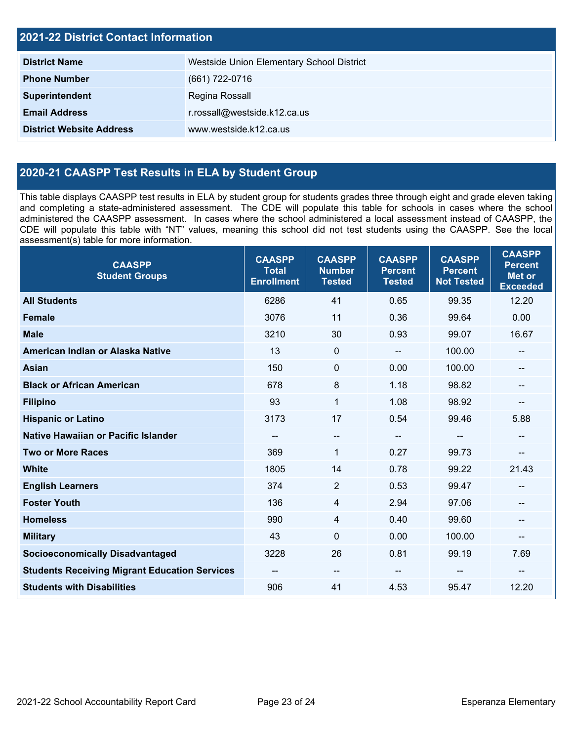## 2021-22 District Contact Information

| | |
|---|---|
| **District Name** | Westside Union Elementary School District |
| **Phone Number** | (661) 722-0716 |
| **Superintendent** | Regina Rossall |
| **Email Address** | r.rossall@westside.k12.ca.us |
| **District Website Address** | www.westside.k12.ca.us |

## 2020-21 CAASPP Test Results in ELA by Student Group

This table displays CAASPP test results in ELA by student group for students grades three through eight and grade eleven taking and completing a state-administered assessment. The CDE will populate this table for schools in cases where the school administered the CAASPP assessment. In cases where the school administered a local assessment instead of CAASPP, the CDE will populate this table with "NT" values, meaning this school did not test students using the CAASPP. See the local assessment(s) table for more information.

| CAASPP Student Groups | CAASPP Total Enrollment | CAASPP Number Tested | CAASPP Percent Tested | CAASPP Percent Not Tested | CAASPP Percent Met or Exceeded |
|---|---|---|---|---|---|
| **All Students** | 6286 | 41 | 0.65 | 99.35 | 12.20 |
| **Female** | 3076 | 11 | 0.36 | 99.64 | 0.00 |
| **Male** | 3210 | 30 | 0.93 | 99.07 | 16.67 |
| **American Indian or Alaska Native** | 13 | 0 | -- | 100.00 | -- |
| **Asian** | 150 | 0 | 0.00 | 100.00 | -- |
| **Black or African American** | 678 | 8 | 1.18 | 98.82 | -- |
| **Filipino** | 93 | 1 | 1.08 | 98.92 | -- |
| **Hispanic or Latino** | 3173 | 17 | 0.54 | 99.46 | 5.88 |
| **Native Hawaiian or Pacific Islander** | -- | -- | -- | -- | -- |
| **Two or More Races** | 369 | 1 | 0.27 | 99.73 | -- |
| **White** | 1805 | 14 | 0.78 | 99.22 | 21.43 |
| **English Learners** | 374 | 2 | 0.53 | 99.47 | -- |
| **Foster Youth** | 136 | 4 | 2.94 | 97.06 | -- |
| **Homeless** | 990 | 4 | 0.40 | 99.60 | -- |
| **Military** | 43 | 0 | 0.00 | 100.00 | -- |
| **Socioeconomically Disadvantaged** | 3228 | 26 | 0.81 | 99.19 | 7.69 |
| **Students Receiving Migrant Education Services** | -- | -- | -- | -- | -- |
| **Students with Disabilities** | 906 | 41 | 4.53 | 95.47 | 12.20 |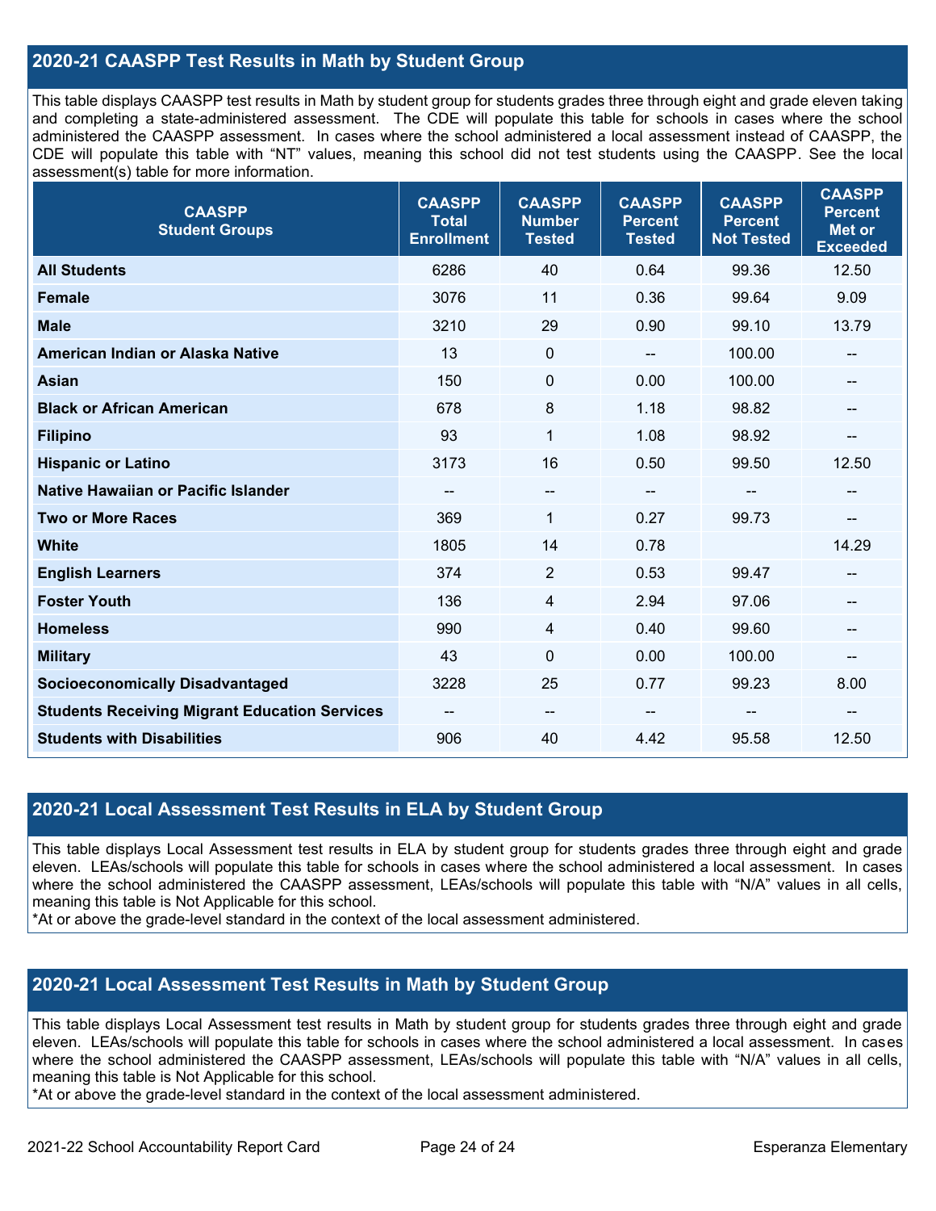## 2020-21 CAASPP Test Results in Math by Student Group

This table displays CAASPP test results in Math by student group for students grades three through eight and grade eleven taking and completing a state-administered assessment. The CDE will populate this table for schools in cases where the school administered the CAASPP assessment. In cases where the school administered a local assessment instead of CAASPP, the CDE will populate this table with "NT" values, meaning this school did not test students using the CAASPP. See the local assessment(s) table for more information.

| CAASPP Student Groups | CAASPP Total Enrollment | CAASPP Number Tested | CAASPP Percent Tested | CAASPP Percent Not Tested | CAASPP Percent Met or Exceeded |
|---|---|---|---|---|---|
| **All Students** | 6286 | 40 | 0.64 | 99.36 | 12.50 |
| **Female** | 3076 | 11 | 0.36 | 99.64 | 9.09 |
| **Male** | 3210 | 29 | 0.90 | 99.10 | 13.79 |
| **American Indian or Alaska Native** | 13 | 0 | -- | 100.00 | -- |
| **Asian** | 150 | 0 | 0.00 | 100.00 | -- |
| **Black or African American** | 678 | 8 | 1.18 | 98.82 | -- |
| **Filipino** | 93 | 1 | 1.08 | 98.92 | -- |
| **Hispanic or Latino** | 3173 | 16 | 0.50 | 99.50 | 12.50 |
| **Native Hawaiian or Pacific Islander** | -- | -- | -- | -- | -- |
| **Two or More Races** | 369 | 1 | 0.27 | 99.73 | -- |
| **White** | 1805 | 14 | 0.78 | | 14.29 |
| **English Learners** | 374 | 2 | 0.53 | 99.47 | -- |
| **Foster Youth** | 136 | 4 | 2.94 | 97.06 | -- |
| **Homeless** | 990 | 4 | 0.40 | 99.60 | -- |
| **Military** | 43 | 0 | 0.00 | 100.00 | -- |
| **Socioeconomically Disadvantaged** | 3228 | 25 | 0.77 | 99.23 | 8.00 |
| **Students Receiving Migrant Education Services** | -- | -- | -- | -- | -- |
| **Students with Disabilities** | 906 | 40 | 4.42 | 95.58 | 12.50 |

## 2020-21 Local Assessment Test Results in ELA by Student Group

This table displays Local Assessment test results in ELA by student group for students grades three through eight and grade eleven. LEAs/schools will populate this table for schools in cases where the school administered a local assessment. In cases where the school administered the CAASPP assessment, LEAs/schools will populate this table with "N/A" values in all cells, meaning this table is Not Applicable for this school.
*At or above the grade-level standard in the context of the local assessment administered.

## 2020-21 Local Assessment Test Results in Math by Student Group

This table displays Local Assessment test results in Math by student group for students grades three through eight and grade eleven. LEAs/schools will populate this table for schools in cases where the school administered a local assessment. In cases where the school administered the CAASPP assessment, LEAs/schools will populate this table with "N/A" values in all cells, meaning this table is Not Applicable for this school.
*At or above the grade-level standard in the context of the local assessment administered.